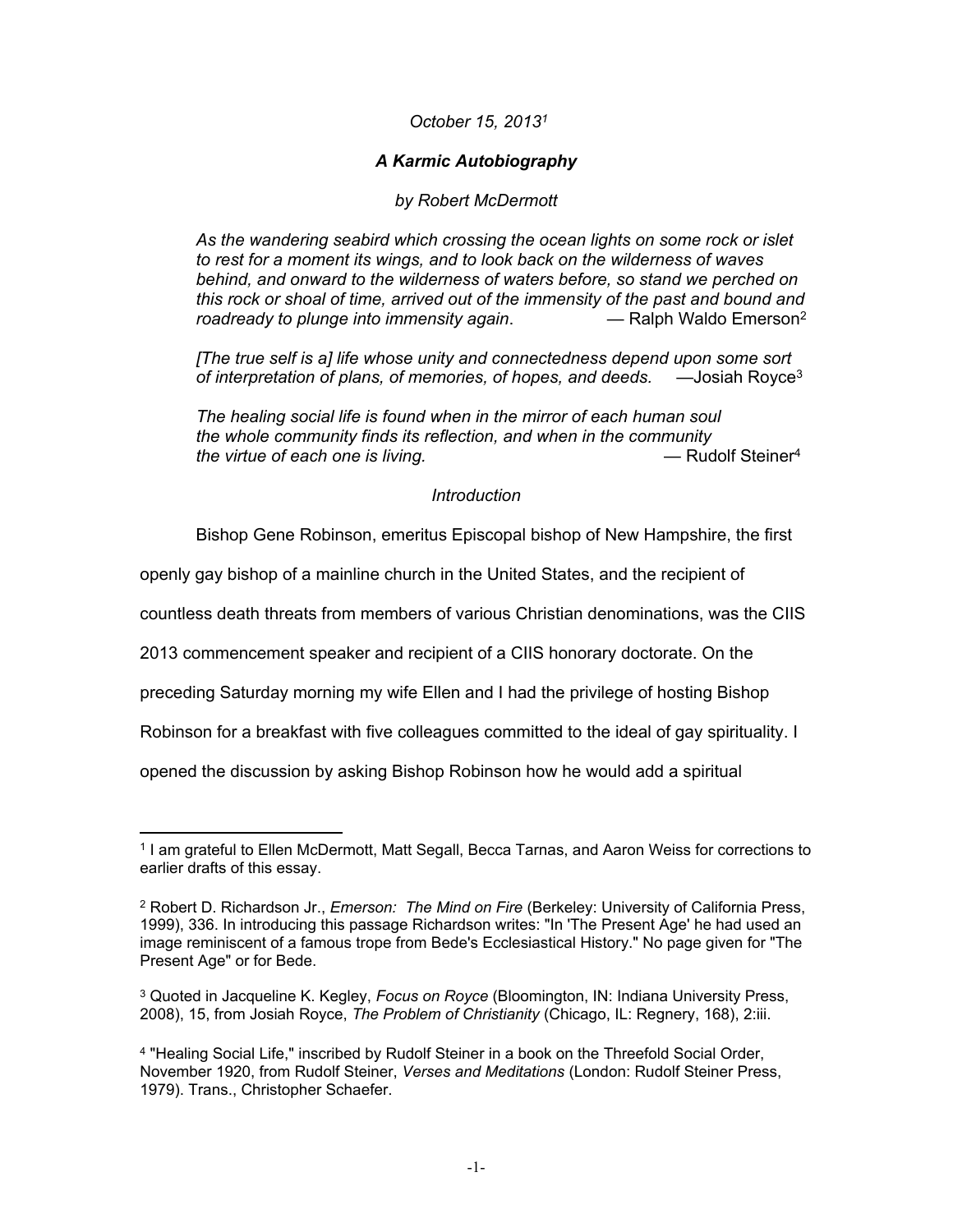*October 15, 2013*[1]

### *A Karmic Autobiography*

*by Robert McDermott*

> *As the wandering seabird which crossing the ocean lights on some rock or islet to rest for a moment its wings, and to look back on the wilderness of waves behind, and onward to the wilderness of waters before, so stand we perched on this rock or shoal of time, arrived out of the immensity of the past and bound and roadready to plunge into immensity again*. — Ralph Waldo Emerson[2]

> *[The true self is a] life whose unity and connectedness depend upon some sort of interpretation of plans, of memories, of hopes, and deeds.* —Josiah Royce[3]

> *The healing social life is found when in the mirror of each human soul*
> *the whole community finds its reflection, and when in the community*
> *the virtue of each one is living.* — Rudolf Steiner[4]

*Introduction*

Bishop Gene Robinson, emeritus Episcopal bishop of New Hampshire, the first openly gay bishop of a mainline church in the United States, and the recipient of countless death threats from members of various Christian denominations, was the CIIS 2013 commencement speaker and recipient of a CIIS honorary doctorate. On the preceding Saturday morning my wife Ellen and I had the privilege of hosting Bishop Robinson for a breakfast with five colleagues committed to the ideal of gay spirituality. I opened the discussion by asking Bishop Robinson how he would add a spiritual

---

[1] I am grateful to Ellen McDermott, Matt Segall, Becca Tarnas, and Aaron Weiss for corrections to earlier drafts of this essay.

[2] Robert D. Richardson Jr., *Emerson: The Mind on Fire* (Berkeley: University of California Press, 1999), 336. In introducing this passage Richardson writes: "In 'The Present Age' he had used an image reminiscent of a famous trope from Bede's Ecclesiastical History." No page given for "The Present Age" or for Bede.

[3] Quoted in Jacqueline K. Kegley, *Focus on Royce* (Bloomington, IN: Indiana University Press, 2008), 15, from Josiah Royce, *The Problem of Christianity* (Chicago, IL: Regnery, 168), 2:iii.

[4] "Healing Social Life," inscribed by Rudolf Steiner in a book on the Threefold Social Order, November 1920, from Rudolf Steiner, *Verses and Meditations* (London: Rudolf Steiner Press, 1979). Trans., Christopher Schaefer.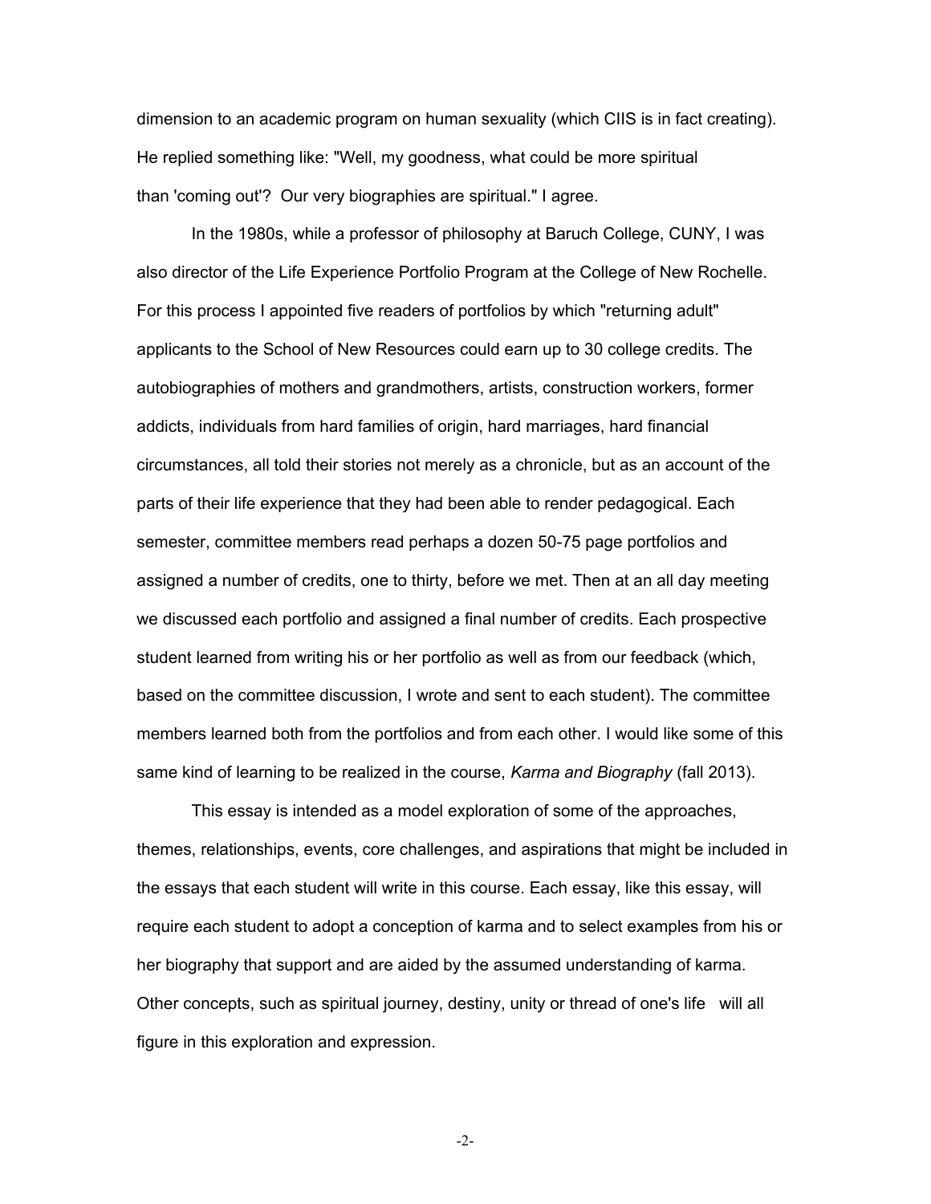dimension to an academic program on human sexuality (which CIIS is in fact creating). He replied something like: "Well, my goodness, what could be more spiritual than 'coming out'? Our very biographies are spiritual." I agree.

In the 1980s, while a professor of philosophy at Baruch College, CUNY, I was also director of the Life Experience Portfolio Program at the College of New Rochelle. For this process I appointed five readers of portfolios by which "returning adult" applicants to the School of New Resources could earn up to 30 college credits. The autobiographies of mothers and grandmothers, artists, construction workers, former addicts, individuals from hard families of origin, hard marriages, hard financial circumstances, all told their stories not merely as a chronicle, but as an account of the parts of their life experience that they had been able to render pedagogical. Each semester, committee members read perhaps a dozen 50-75 page portfolios and assigned a number of credits, one to thirty, before we met. Then at an all day meeting we discussed each portfolio and assigned a final number of credits. Each prospective student learned from writing his or her portfolio as well as from our feedback (which, based on the committee discussion, I wrote and sent to each student). The committee members learned both from the portfolios and from each other. I would like some of this same kind of learning to be realized in the course, *Karma and Biography* (fall 2013).

This essay is intended as a model exploration of some of the approaches, themes, relationships, events, core challenges, and aspirations that might be included in the essays that each student will write in this course. Each essay, like this essay, will require each student to adopt a conception of karma and to select examples from his or her biography that support and are aided by the assumed understanding of karma. Other concepts, such as spiritual journey, destiny, unity or thread of one's life will all figure in this exploration and expression.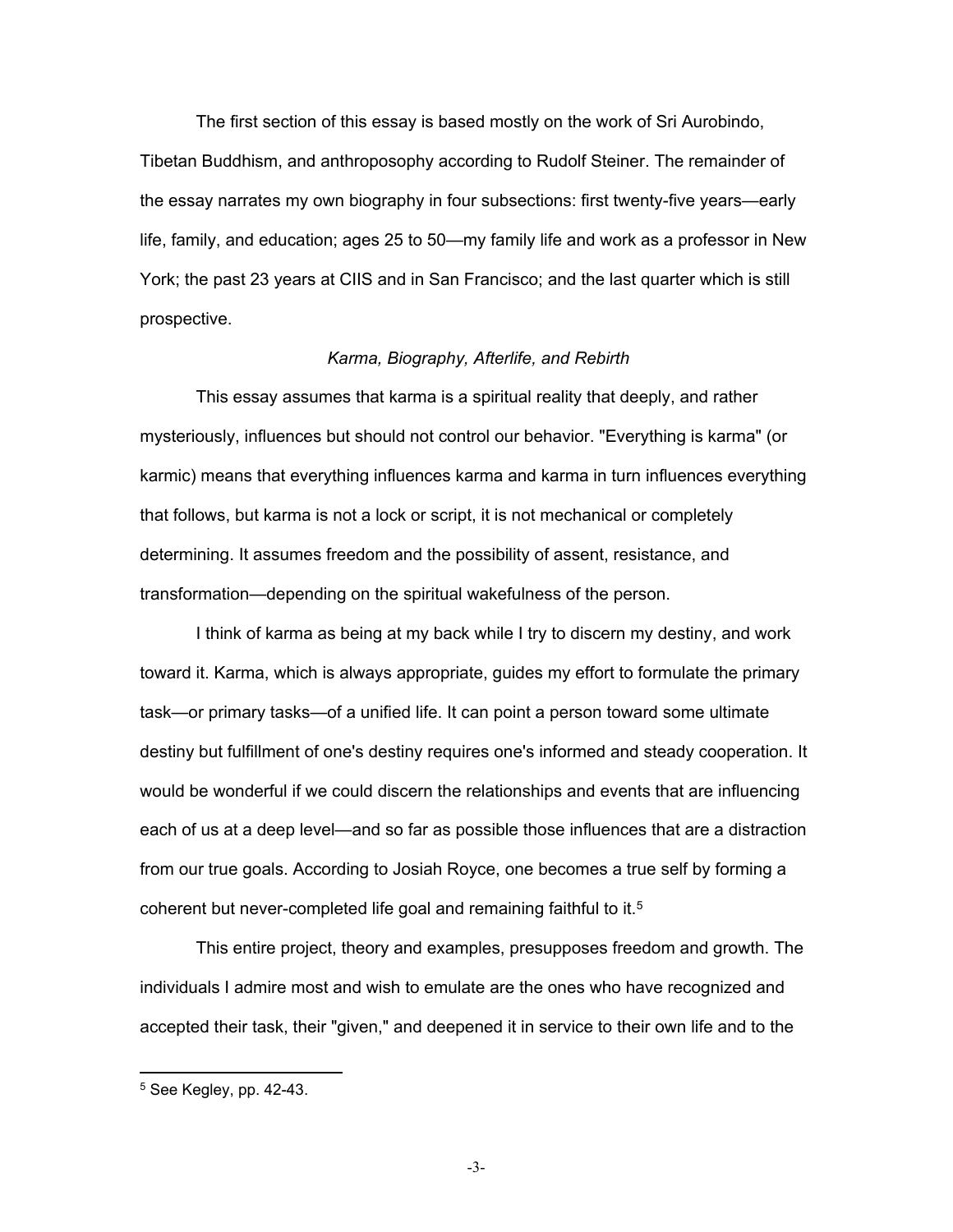The first section of this essay is based mostly on the work of Sri Aurobindo, Tibetan Buddhism, and anthroposophy according to Rudolf Steiner. The remainder of the essay narrates my own biography in four subsections: first twenty-five years—early life, family, and education; ages 25 to 50—my family life and work as a professor in New York; the past 23 years at CIIS and in San Francisco; and the last quarter which is still prospective.

### *Karma, Biography, Afterlife, and Rebirth*

This essay assumes that karma is a spiritual reality that deeply, and rather mysteriously, influences but should not control our behavior. "Everything is karma" (or karmic) means that everything influences karma and karma in turn influences everything that follows, but karma is not a lock or script, it is not mechanical or completely determining. It assumes freedom and the possibility of assent, resistance, and transformation—depending on the spiritual wakefulness of the person.

I think of karma as being at my back while I try to discern my destiny, and work toward it. Karma, which is always appropriate, guides my effort to formulate the primary task—or primary tasks—of a unified life. It can point a person toward some ultimate destiny but fulfillment of one's destiny requires one's informed and steady cooperation. It would be wonderful if we could discern the relationships and events that are influencing each of us at a deep level—and so far as possible those influences that are a distraction from our true goals. According to Josiah Royce, one becomes a true self by forming a coherent but never-completed life goal and remaining faithful to it.[5]

This entire project, theory and examples, presupposes freedom and growth. The individuals I admire most and wish to emulate are the ones who have recognized and accepted their task, their "given," and deepened it in service to their own life and to the

---

[5] See Kegley, pp. 42-43.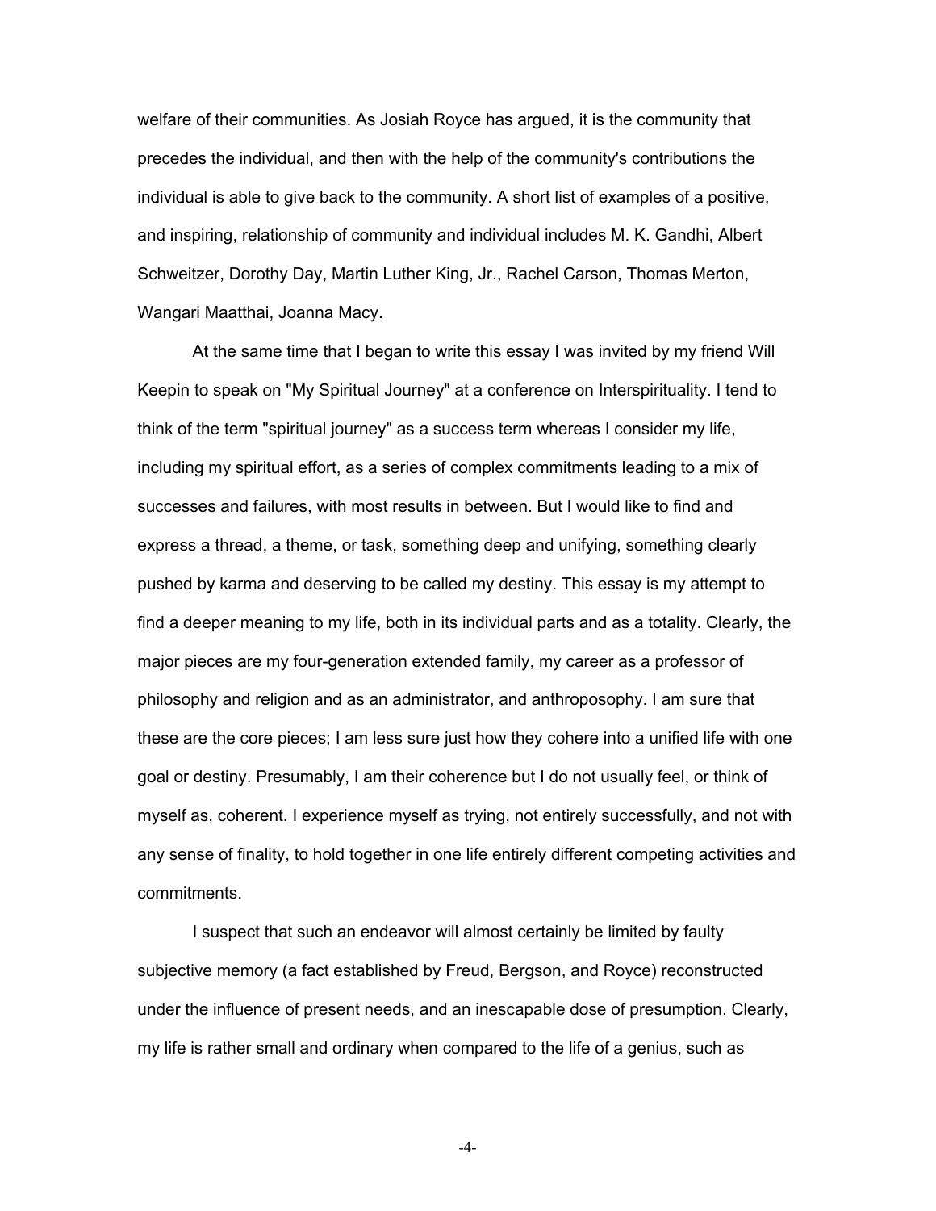welfare of their communities. As Josiah Royce has argued, it is the community that precedes the individual, and then with the help of the community's contributions the individual is able to give back to the community. A short list of examples of a positive, and inspiring, relationship of community and individual includes M. K. Gandhi, Albert Schweitzer, Dorothy Day, Martin Luther King, Jr., Rachel Carson, Thomas Merton, Wangari Maatthai, Joanna Macy.

At the same time that I began to write this essay I was invited by my friend Will Keepin to speak on "My Spiritual Journey" at a conference on Interspirituality. I tend to think of the term "spiritual journey" as a success term whereas I consider my life, including my spiritual effort, as a series of complex commitments leading to a mix of successes and failures, with most results in between. But I would like to find and express a thread, a theme, or task, something deep and unifying, something clearly pushed by karma and deserving to be called my destiny. This essay is my attempt to find a deeper meaning to my life, both in its individual parts and as a totality. Clearly, the major pieces are my four-generation extended family, my career as a professor of philosophy and religion and as an administrator, and anthroposophy. I am sure that these are the core pieces; I am less sure just how they cohere into a unified life with one goal or destiny. Presumably, I am their coherence but I do not usually feel, or think of myself as, coherent. I experience myself as trying, not entirely successfully, and not with any sense of finality, to hold together in one life entirely different competing activities and commitments.

I suspect that such an endeavor will almost certainly be limited by faulty subjective memory (a fact established by Freud, Bergson, and Royce) reconstructed under the influence of present needs, and an inescapable dose of presumption. Clearly, my life is rather small and ordinary when compared to the life of a genius, such as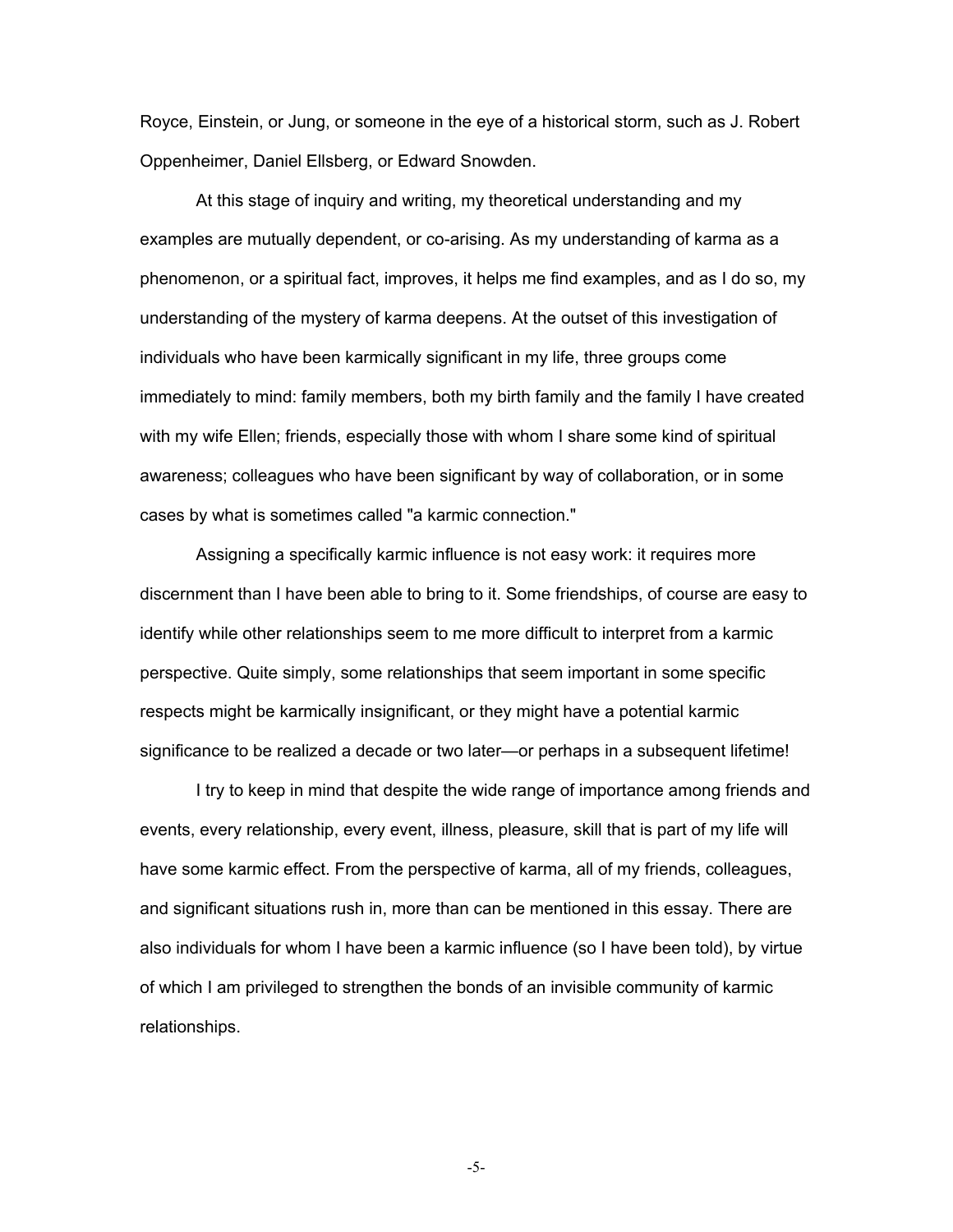Royce, Einstein, or Jung, or someone in the eye of a historical storm, such as J. Robert Oppenheimer, Daniel Ellsberg, or Edward Snowden.

At this stage of inquiry and writing, my theoretical understanding and my examples are mutually dependent, or co-arising. As my understanding of karma as a phenomenon, or a spiritual fact, improves, it helps me find examples, and as I do so, my understanding of the mystery of karma deepens. At the outset of this investigation of individuals who have been karmically significant in my life, three groups come immediately to mind: family members, both my birth family and the family I have created with my wife Ellen; friends, especially those with whom I share some kind of spiritual awareness; colleagues who have been significant by way of collaboration, or in some cases by what is sometimes called "a karmic connection."

Assigning a specifically karmic influence is not easy work: it requires more discernment than I have been able to bring to it. Some friendships, of course are easy to identify while other relationships seem to me more difficult to interpret from a karmic perspective. Quite simply, some relationships that seem important in some specific respects might be karmically insignificant, or they might have a potential karmic significance to be realized a decade or two later—or perhaps in a subsequent lifetime!

I try to keep in mind that despite the wide range of importance among friends and events, every relationship, every event, illness, pleasure, skill that is part of my life will have some karmic effect. From the perspective of karma, all of my friends, colleagues, and significant situations rush in, more than can be mentioned in this essay. There are also individuals for whom I have been a karmic influence (so I have been told), by virtue of which I am privileged to strengthen the bonds of an invisible community of karmic relationships.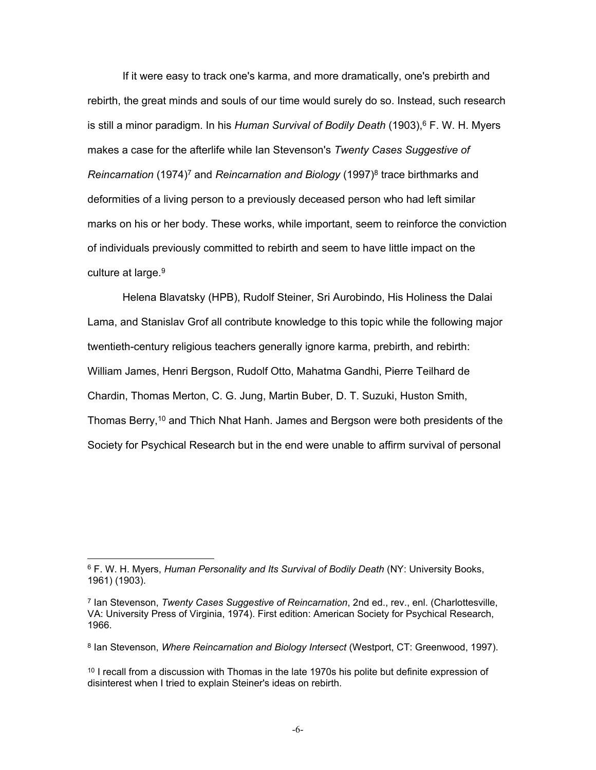If it were easy to track one's karma, and more dramatically, one's prebirth and rebirth, the great minds and souls of our time would surely do so. Instead, such research is still a minor paradigm. In his *Human Survival of Bodily Death* (1903),[6] F. W. H. Myers makes a case for the afterlife while Ian Stevenson's *Twenty Cases Suggestive of Reincarnation* (1974)[7] and *Reincarnation and Biology* (1997)[8] trace birthmarks and deformities of a living person to a previously deceased person who had left similar marks on his or her body. These works, while important, seem to reinforce the conviction of individuals previously committed to rebirth and seem to have little impact on the culture at large.[9]

Helena Blavatsky (HPB), Rudolf Steiner, Sri Aurobindo, His Holiness the Dalai Lama, and Stanislav Grof all contribute knowledge to this topic while the following major twentieth-century religious teachers generally ignore karma, prebirth, and rebirth: William James, Henri Bergson, Rudolf Otto, Mahatma Gandhi, Pierre Teilhard de Chardin, Thomas Merton, C. G. Jung, Martin Buber, D. T. Suzuki, Huston Smith, Thomas Berry,[10] and Thich Nhat Hanh. James and Bergson were both presidents of the Society for Psychical Research but in the end were unable to affirm survival of personal

---

[6] F. W. H. Myers, *Human Personality and Its Survival of Bodily Death* (NY: University Books, 1961) (1903).

[7] Ian Stevenson, *Twenty Cases Suggestive of Reincarnation*, 2nd ed., rev., enl. (Charlottesville, VA: University Press of Virginia, 1974). First edition: American Society for Psychical Research, 1966.

[8] Ian Stevenson, *Where Reincarnation and Biology Intersect* (Westport, CT: Greenwood, 1997).

[10] I recall from a discussion with Thomas in the late 1970s his polite but definite expression of disinterest when I tried to explain Steiner's ideas on rebirth.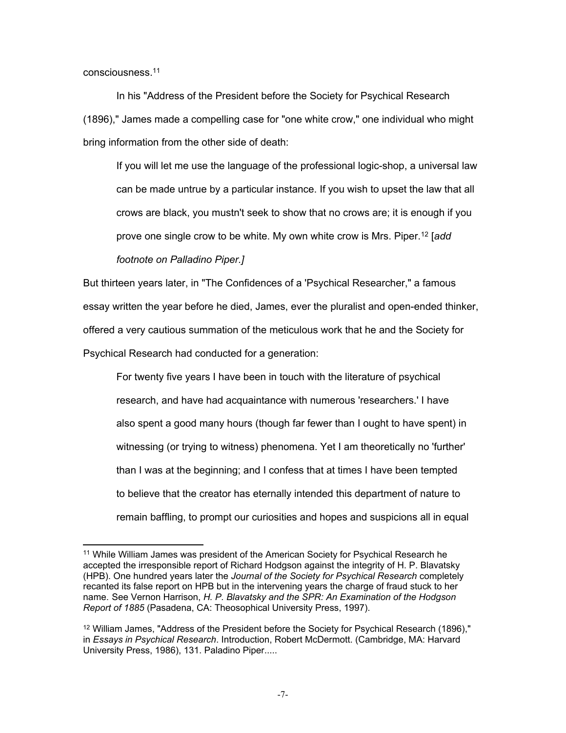consciousness.[11]

In his "Address of the President before the Society for Psychical Research (1896)," James made a compelling case for "one white crow," one individual who might bring information from the other side of death:

> If you will let me use the language of the professional logic-shop, a universal law can be made untrue by a particular instance. If you wish to upset the law that all crows are black, you mustn't seek to show that no crows are; it is enough if you prove one single crow to be white. My own white crow is Mrs. Piper.[12] [*add footnote on Palladino Piper.]*

But thirteen years later, in "The Confidences of a 'Psychical Researcher," a famous essay written the year before he died, James, ever the pluralist and open-ended thinker, offered a very cautious summation of the meticulous work that he and the Society for Psychical Research had conducted for a generation:

> For twenty five years I have been in touch with the literature of psychical research, and have had acquaintance with numerous 'researchers.' I have also spent a good many hours (though far fewer than I ought to have spent) in witnessing (or trying to witness) phenomena. Yet I am theoretically no 'further' than I was at the beginning; and I confess that at times I have been tempted to believe that the creator has eternally intended this department of nature to remain baffling, to prompt our curiosities and hopes and suspicions all in equal

---

[11] While William James was president of the American Society for Psychical Research he accepted the irresponsible report of Richard Hodgson against the integrity of H. P. Blavatsky (HPB). One hundred years later the *Journal of the Society for Psychical Research* completely recanted its false report on HPB but in the intervening years the charge of fraud stuck to her name. See Vernon Harrison, *H. P. Blavatsky and the SPR: An Examination of the Hodgson Report of 1885* (Pasadena, CA: Theosophical University Press, 1997).

[12] William James, "Address of the President before the Society for Psychical Research (1896)," in *Essays in Psychical Research*. Introduction, Robert McDermott. (Cambridge, MA: Harvard University Press, 1986), 131. Paladino Piper.....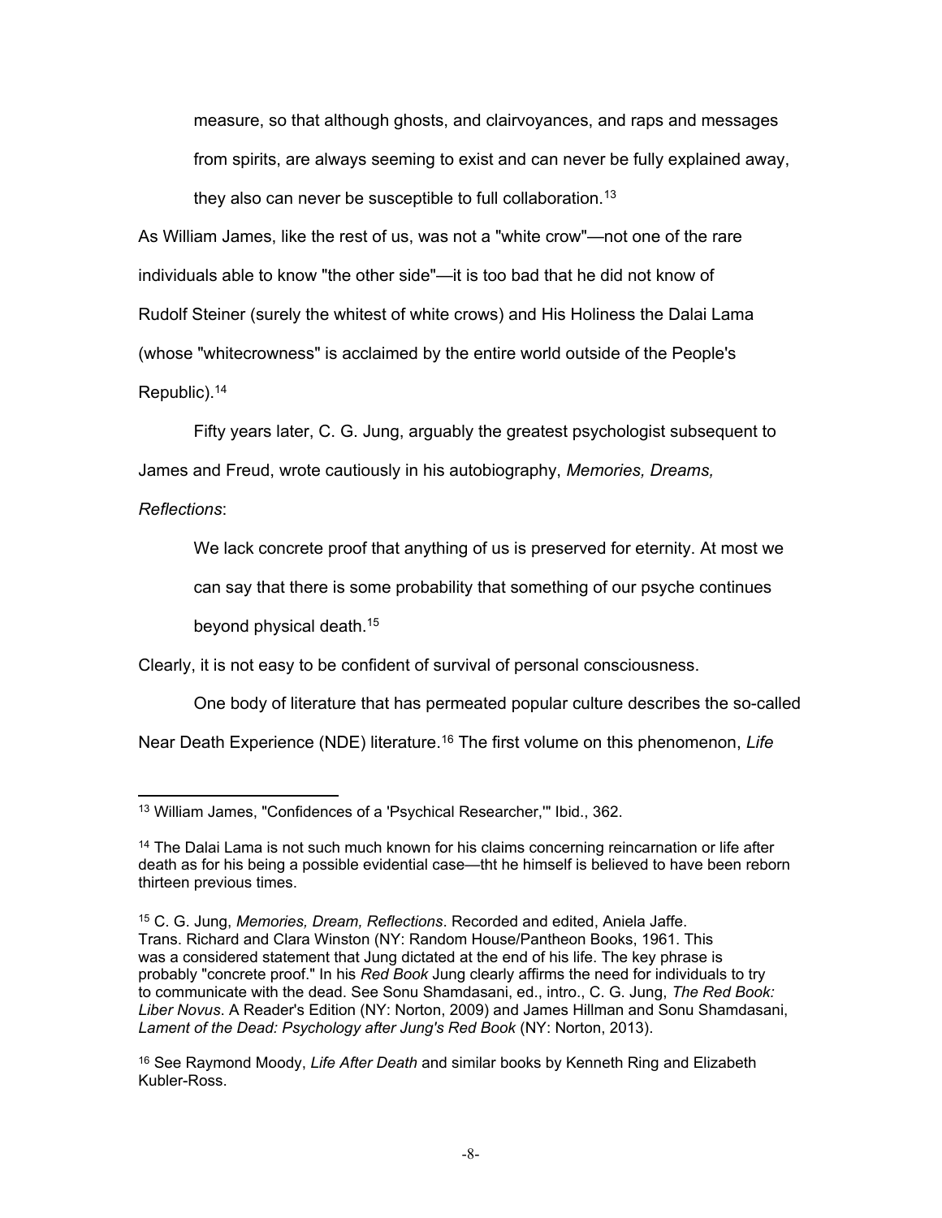> measure, so that although ghosts, and clairvoyances, and raps and messages from spirits, are always seeming to exist and can never be fully explained away, they also can never be susceptible to full collaboration.[13]

As William James, like the rest of us, was not a "white crow"—not one of the rare individuals able to know "the other side"—it is too bad that he did not know of Rudolf Steiner (surely the whitest of white crows) and His Holiness the Dalai Lama (whose "whitecrowness" is acclaimed by the entire world outside of the People's Republic).[14]

Fifty years later, C. G. Jung, arguably the greatest psychologist subsequent to James and Freud, wrote cautiously in his autobiography, *Memories, Dreams, Reflections*:

> We lack concrete proof that anything of us is preserved for eternity. At most we can say that there is some probability that something of our psyche continues beyond physical death.[15]

Clearly, it is not easy to be confident of survival of personal consciousness.

One body of literature that has permeated popular culture describes the so-called Near Death Experience (NDE) literature.[16] The first volume on this phenomenon, *Life*

---

[13] William James, "Confidences of a 'Psychical Researcher,'" Ibid., 362.

[14] The Dalai Lama is not such much known for his claims concerning reincarnation or life after death as for his being a possible evidential case—tht he himself is believed to have been reborn thirteen previous times.

[15] C. G. Jung, *Memories, Dream, Reflections*. Recorded and edited, Aniela Jaffe. Trans. Richard and Clara Winston (NY: Random House/Pantheon Books, 1961. This was a considered statement that Jung dictated at the end of his life. The key phrase is probably "concrete proof." In his *Red Book* Jung clearly affirms the need for individuals to try to communicate with the dead. See Sonu Shamdasani, ed., intro., C. G. Jung, *The Red Book: Liber Novus*. A Reader's Edition (NY: Norton, 2009) and James Hillman and Sonu Shamdasani, *Lament of the Dead: Psychology after Jung's Red Book* (NY: Norton, 2013).

[16] See Raymond Moody, *Life After Death* and similar books by Kenneth Ring and Elizabeth Kubler-Ross.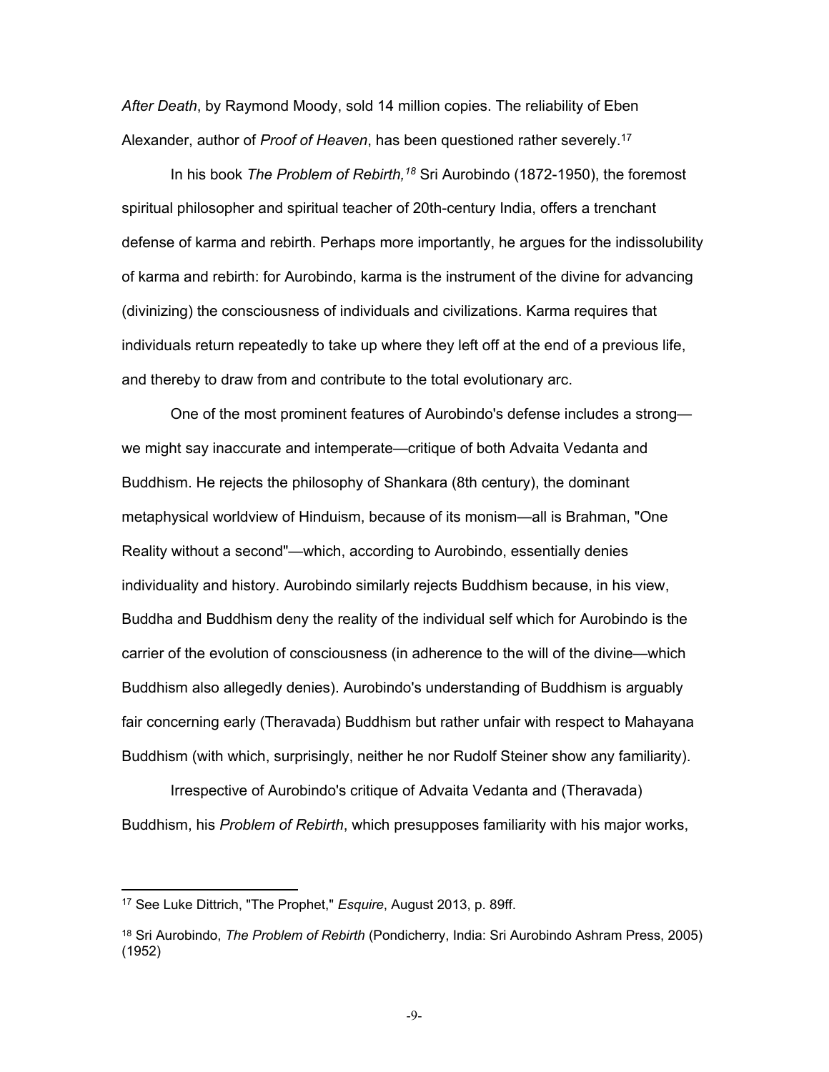*After Death*, by Raymond Moody, sold 14 million copies. The reliability of Eben Alexander, author of *Proof of Heaven*, has been questioned rather severely.[17]

In his book *The Problem of Rebirth,*[18] Sri Aurobindo (1872-1950), the foremost spiritual philosopher and spiritual teacher of 20th-century India, offers a trenchant defense of karma and rebirth. Perhaps more importantly, he argues for the indissolubility of karma and rebirth: for Aurobindo, karma is the instrument of the divine for advancing (divinizing) the consciousness of individuals and civilizations. Karma requires that individuals return repeatedly to take up where they left off at the end of a previous life, and thereby to draw from and contribute to the total evolutionary arc.

One of the most prominent features of Aurobindo's defense includes a strong—we might say inaccurate and intemperate—critique of both Advaita Vedanta and Buddhism. He rejects the philosophy of Shankara (8th century), the dominant metaphysical worldview of Hinduism, because of its monism—all is Brahman, "One Reality without a second"—which, according to Aurobindo, essentially denies individuality and history. Aurobindo similarly rejects Buddhism because, in his view, Buddha and Buddhism deny the reality of the individual self which for Aurobindo is the carrier of the evolution of consciousness (in adherence to the will of the divine—which Buddhism also allegedly denies). Aurobindo's understanding of Buddhism is arguably fair concerning early (Theravada) Buddhism but rather unfair with respect to Mahayana Buddhism (with which, surprisingly, neither he nor Rudolf Steiner show any familiarity).

Irrespective of Aurobindo's critique of Advaita Vedanta and (Theravada) Buddhism, his *Problem of Rebirth*, which presupposes familiarity with his major works,

---

[17] See Luke Dittrich, "The Prophet," *Esquire*, August 2013, p. 89ff.

[18] Sri Aurobindo, *The Problem of Rebirth* (Pondicherry, India: Sri Aurobindo Ashram Press, 2005) (1952)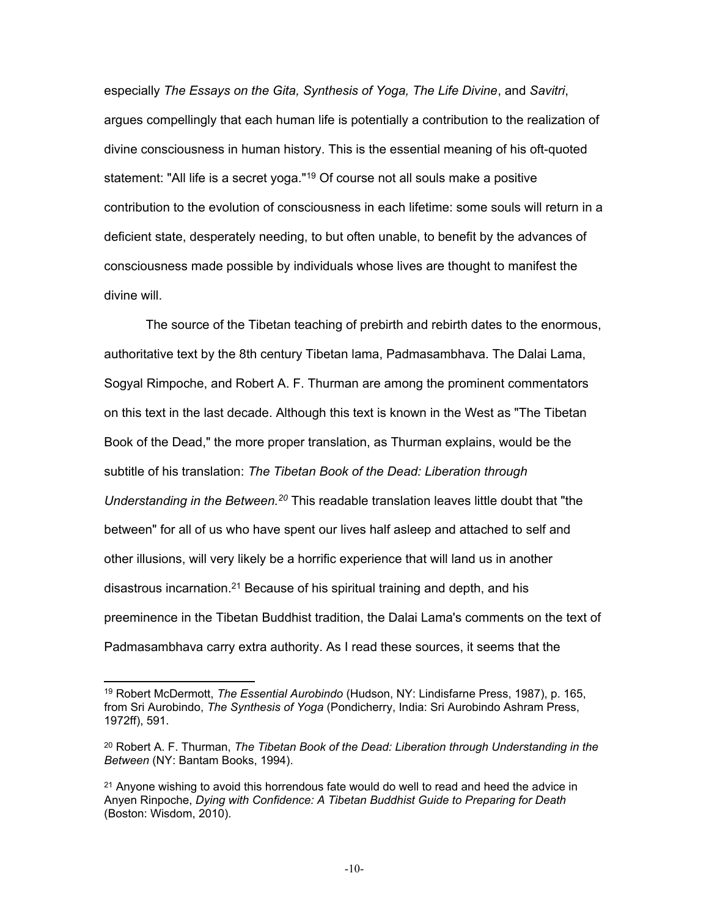especially *The Essays on the Gita, Synthesis of Yoga, The Life Divine*, and *Savitri*, argues compellingly that each human life is potentially a contribution to the realization of divine consciousness in human history. This is the essential meaning of his oft-quoted statement: "All life is a secret yoga."[19] Of course not all souls make a positive contribution to the evolution of consciousness in each lifetime: some souls will return in a deficient state, desperately needing, to but often unable, to benefit by the advances of consciousness made possible by individuals whose lives are thought to manifest the divine will.

The source of the Tibetan teaching of prebirth and rebirth dates to the enormous, authoritative text by the 8th century Tibetan lama, Padmasambhava. The Dalai Lama, Sogyal Rimpoche, and Robert A. F. Thurman are among the prominent commentators on this text in the last decade. Although this text is known in the West as "The Tibetan Book of the Dead," the more proper translation, as Thurman explains, would be the subtitle of his translation: *The Tibetan Book of the Dead: Liberation through Understanding in the Between.*[20] This readable translation leaves little doubt that "the between" for all of us who have spent our lives half asleep and attached to self and other illusions, will very likely be a horrific experience that will land us in another disastrous incarnation.[21] Because of his spiritual training and depth, and his preeminence in the Tibetan Buddhist tradition, the Dalai Lama's comments on the text of Padmasambhava carry extra authority. As I read these sources, it seems that the

---

[19] Robert McDermott, *The Essential Aurobindo* (Hudson, NY: Lindisfarne Press, 1987), p. 165, from Sri Aurobindo, *The Synthesis of Yoga* (Pondicherry, India: Sri Aurobindo Ashram Press, 1972ff), 591.

[20] Robert A. F. Thurman, *The Tibetan Book of the Dead: Liberation through Understanding in the Between* (NY: Bantam Books, 1994).

[21] Anyone wishing to avoid this horrendous fate would do well to read and heed the advice in Anyen Rinpoche, *Dying with Confidence: A Tibetan Buddhist Guide to Preparing for Death* (Boston: Wisdom, 2010).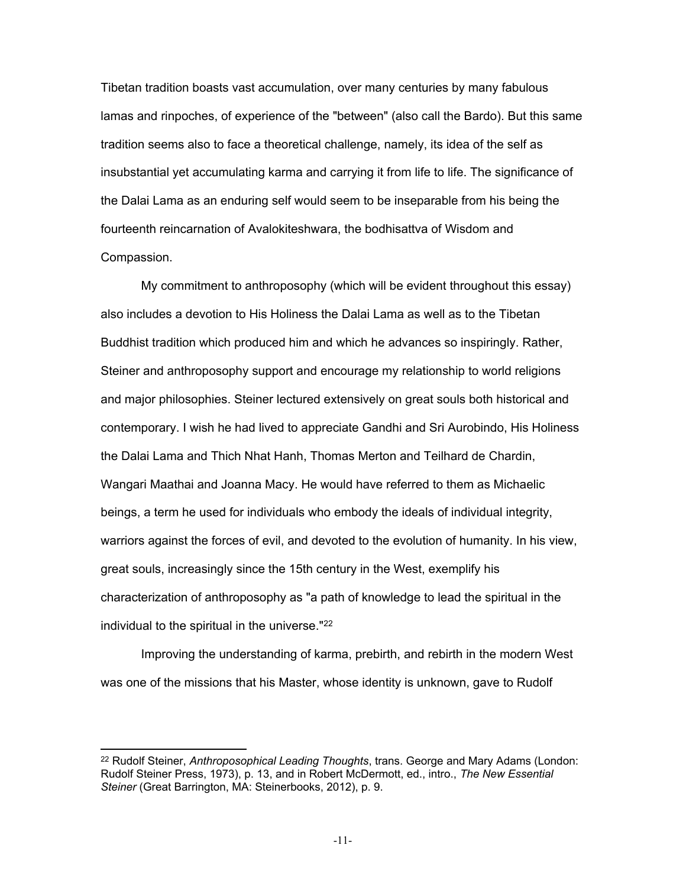Tibetan tradition boasts vast accumulation, over many centuries by many fabulous lamas and rinpoches, of experience of the "between" (also call the Bardo). But this same tradition seems also to face a theoretical challenge, namely, its idea of the self as insubstantial yet accumulating karma and carrying it from life to life. The significance of the Dalai Lama as an enduring self would seem to be inseparable from his being the fourteenth reincarnation of Avalokiteshwara, the bodhisattva of Wisdom and Compassion.

My commitment to anthroposophy (which will be evident throughout this essay) also includes a devotion to His Holiness the Dalai Lama as well as to the Tibetan Buddhist tradition which produced him and which he advances so inspiringly. Rather, Steiner and anthroposophy support and encourage my relationship to world religions and major philosophies. Steiner lectured extensively on great souls both historical and contemporary. I wish he had lived to appreciate Gandhi and Sri Aurobindo, His Holiness the Dalai Lama and Thich Nhat Hanh, Thomas Merton and Teilhard de Chardin, Wangari Maathai and Joanna Macy. He would have referred to them as Michaelic beings, a term he used for individuals who embody the ideals of individual integrity, warriors against the forces of evil, and devoted to the evolution of humanity. In his view, great souls, increasingly since the 15th century in the West, exemplify his characterization of anthroposophy as "a path of knowledge to lead the spiritual in the individual to the spiritual in the universe."[22]

Improving the understanding of karma, prebirth, and rebirth in the modern West was one of the missions that his Master, whose identity is unknown, gave to Rudolf

---

[22] Rudolf Steiner, *Anthroposophical Leading Thoughts*, trans. George and Mary Adams (London: Rudolf Steiner Press, 1973), p. 13, and in Robert McDermott, ed., intro., *The New Essential Steiner* (Great Barrington, MA: Steinerbooks, 2012), p. 9.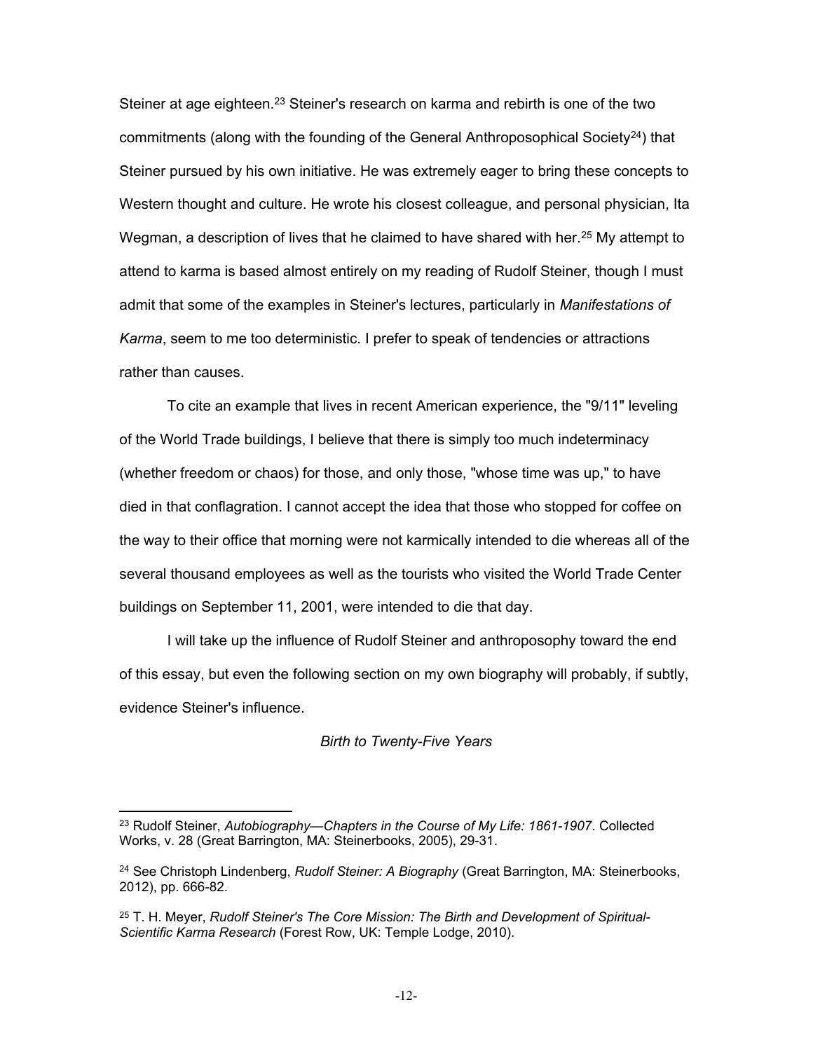Steiner at age eighteen.[23] Steiner's research on karma and rebirth is one of the two commitments (along with the founding of the General Anthroposophical Society[24]) that Steiner pursued by his own initiative. He was extremely eager to bring these concepts to Western thought and culture. He wrote his closest colleague, and personal physician, Ita Wegman, a description of lives that he claimed to have shared with her.[25] My attempt to attend to karma is based almost entirely on my reading of Rudolf Steiner, though I must admit that some of the examples in Steiner's lectures, particularly in *Manifestations of Karma*, seem to me too deterministic. I prefer to speak of tendencies or attractions rather than causes.

To cite an example that lives in recent American experience, the "9/11" leveling of the World Trade buildings, I believe that there is simply too much indeterminacy (whether freedom or chaos) for those, and only those, "whose time was up," to have died in that conflagration. I cannot accept the idea that those who stopped for coffee on the way to their office that morning were not karmically intended to die whereas all of the several thousand employees as well as the tourists who visited the World Trade Center buildings on September 11, 2001, were intended to die that day.

I will take up the influence of Rudolf Steiner and anthroposophy toward the end of this essay, but even the following section on my own biography will probably, if subtly, evidence Steiner's influence.

## *Birth to Twenty-Five Years*

---

[23] Rudolf Steiner, *Autobiography—Chapters in the Course of My Life: 1861-1907*. Collected Works, v. 28 (Great Barrington, MA: Steinerbooks, 2005), 29-31.

[24] See Christoph Lindenberg, *Rudolf Steiner: A Biography* (Great Barrington, MA: Steinerbooks, 2012), pp. 666-82.

[25] T. H. Meyer, *Rudolf Steiner's The Core Mission: The Birth and Development of Spiritual-Scientific Karma Research* (Forest Row, UK: Temple Lodge, 2010).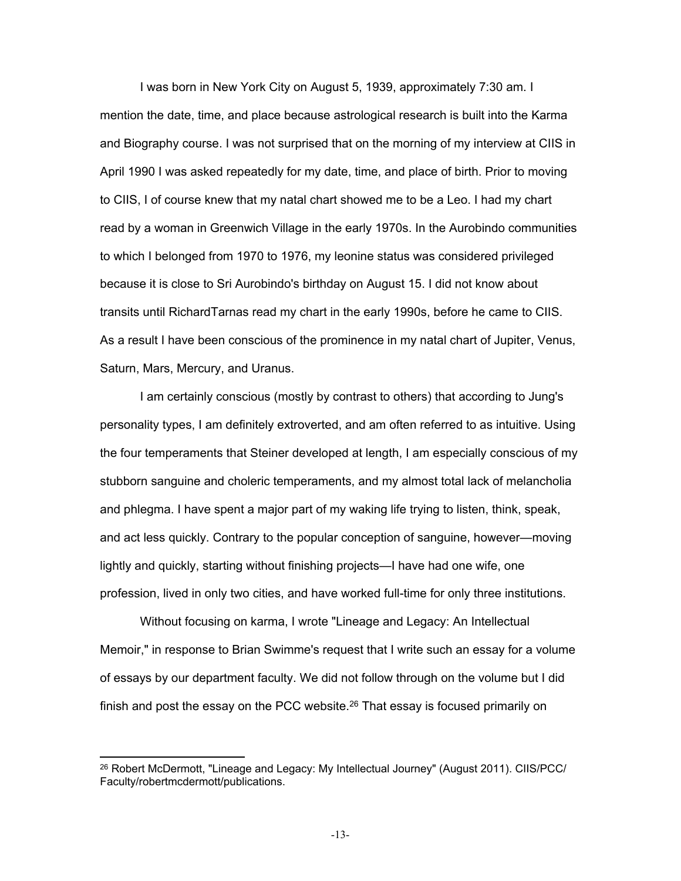I was born in New York City on August 5, 1939, approximately 7:30 am. I mention the date, time, and place because astrological research is built into the Karma and Biography course. I was not surprised that on the morning of my interview at CIIS in April 1990 I was asked repeatedly for my date, time, and place of birth. Prior to moving to CIIS, I of course knew that my natal chart showed me to be a Leo. I had my chart read by a woman in Greenwich Village in the early 1970s. In the Aurobindo communities to which I belonged from 1970 to 1976, my leonine status was considered privileged because it is close to Sri Aurobindo's birthday on August 15. I did not know about transits until RichardTarnas read my chart in the early 1990s, before he came to CIIS. As a result I have been conscious of the prominence in my natal chart of Jupiter, Venus, Saturn, Mars, Mercury, and Uranus.

I am certainly conscious (mostly by contrast to others) that according to Jung's personality types, I am definitely extroverted, and am often referred to as intuitive. Using the four temperaments that Steiner developed at length, I am especially conscious of my stubborn sanguine and choleric temperaments, and my almost total lack of melancholia and phlegma. I have spent a major part of my waking life trying to listen, think, speak, and act less quickly. Contrary to the popular conception of sanguine, however—moving lightly and quickly, starting without finishing projects—I have had one wife, one profession, lived in only two cities, and have worked full-time for only three institutions.

Without focusing on karma, I wrote "Lineage and Legacy: An Intellectual Memoir," in response to Brian Swimme's request that I write such an essay for a volume of essays by our department faculty. We did not follow through on the volume but I did finish and post the essay on the PCC website.[26] That essay is focused primarily on

---

[26] Robert McDermott, "Lineage and Legacy: My Intellectual Journey" (August 2011). CIIS/PCC/Faculty/robertmcdermott/publications.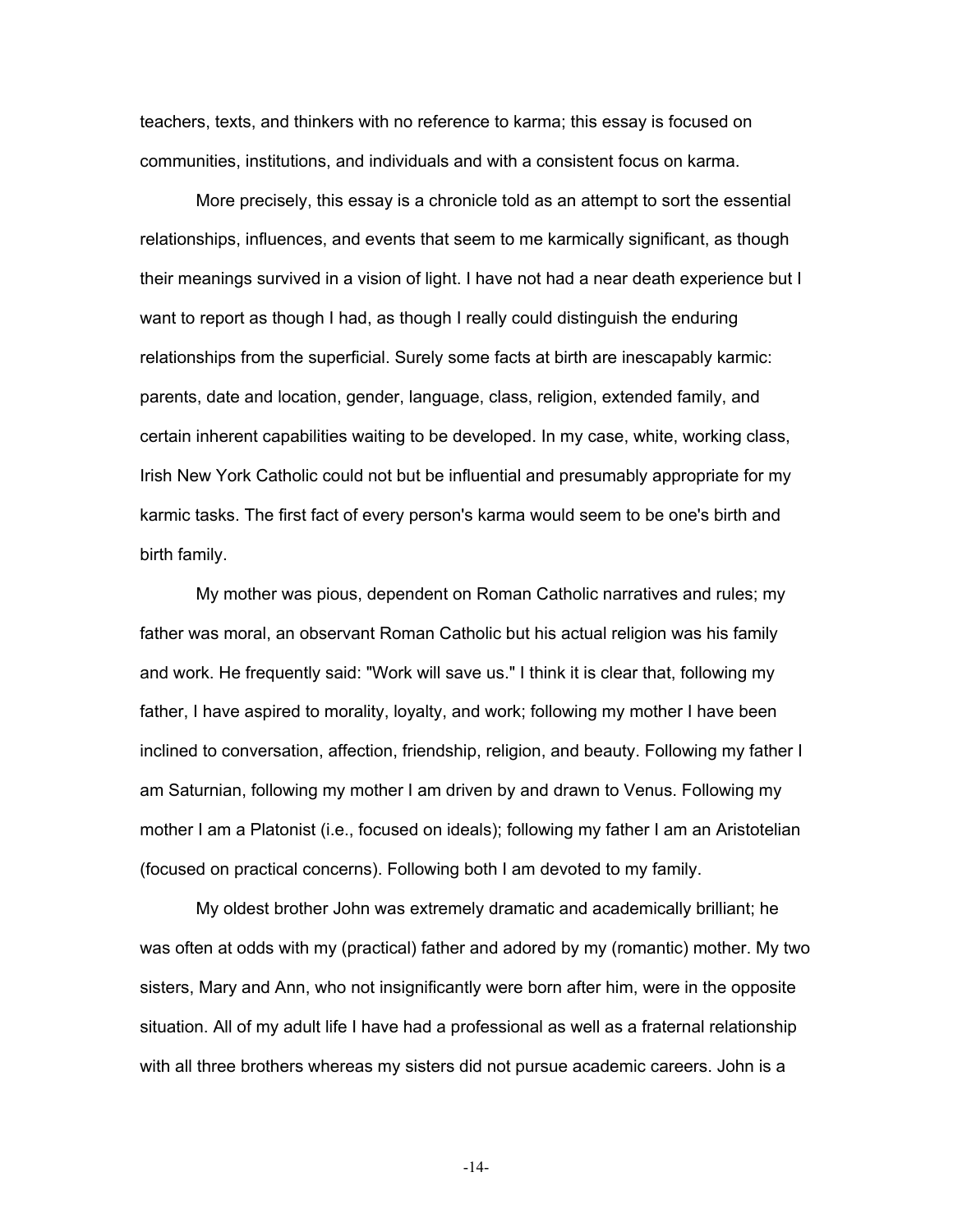teachers, texts, and thinkers with no reference to karma; this essay is focused on communities, institutions, and individuals and with a consistent focus on karma.

More precisely, this essay is a chronicle told as an attempt to sort the essential relationships, influences, and events that seem to me karmically significant, as though their meanings survived in a vision of light. I have not had a near death experience but I want to report as though I had, as though I really could distinguish the enduring relationships from the superficial. Surely some facts at birth are inescapably karmic: parents, date and location, gender, language, class, religion, extended family, and certain inherent capabilities waiting to be developed. In my case, white, working class, Irish New York Catholic could not but be influential and presumably appropriate for my karmic tasks. The first fact of every person's karma would seem to be one's birth and birth family.

My mother was pious, dependent on Roman Catholic narratives and rules; my father was moral, an observant Roman Catholic but his actual religion was his family and work. He frequently said: "Work will save us." I think it is clear that, following my father, I have aspired to morality, loyalty, and work; following my mother I have been inclined to conversation, affection, friendship, religion, and beauty. Following my father I am Saturnian, following my mother I am driven by and drawn to Venus. Following my mother I am a Platonist (i.e., focused on ideals); following my father I am an Aristotelian (focused on practical concerns). Following both I am devoted to my family.

My oldest brother John was extremely dramatic and academically brilliant; he was often at odds with my (practical) father and adored by my (romantic) mother. My two sisters, Mary and Ann, who not insignificantly were born after him, were in the opposite situation. All of my adult life I have had a professional as well as a fraternal relationship with all three brothers whereas my sisters did not pursue academic careers. John is a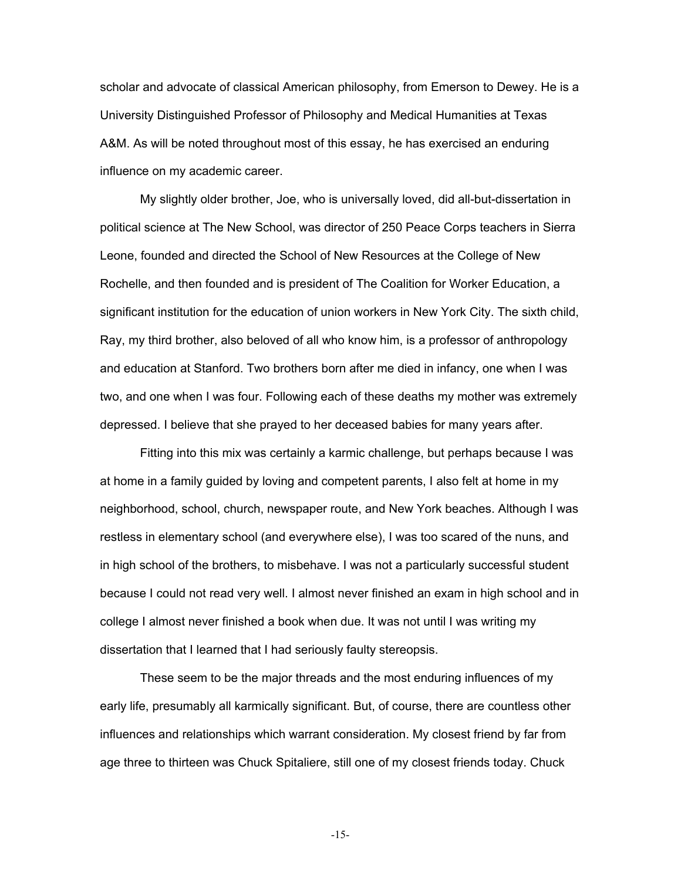scholar and advocate of classical American philosophy, from Emerson to Dewey. He is a University Distinguished Professor of Philosophy and Medical Humanities at Texas A&M. As will be noted throughout most of this essay, he has exercised an enduring influence on my academic career.

My slightly older brother, Joe, who is universally loved, did all-but-dissertation in political science at The New School, was director of 250 Peace Corps teachers in Sierra Leone, founded and directed the School of New Resources at the College of New Rochelle, and then founded and is president of The Coalition for Worker Education, a significant institution for the education of union workers in New York City. The sixth child, Ray, my third brother, also beloved of all who know him, is a professor of anthropology and education at Stanford. Two brothers born after me died in infancy, one when I was two, and one when I was four. Following each of these deaths my mother was extremely depressed. I believe that she prayed to her deceased babies for many years after.

Fitting into this mix was certainly a karmic challenge, but perhaps because I was at home in a family guided by loving and competent parents, I also felt at home in my neighborhood, school, church, newspaper route, and New York beaches. Although I was restless in elementary school (and everywhere else), I was too scared of the nuns, and in high school of the brothers, to misbehave. I was not a particularly successful student because I could not read very well. I almost never finished an exam in high school and in college I almost never finished a book when due. It was not until I was writing my dissertation that I learned that I had seriously faulty stereopsis.

These seem to be the major threads and the most enduring influences of my early life, presumably all karmically significant. But, of course, there are countless other influences and relationships which warrant consideration. My closest friend by far from age three to thirteen was Chuck Spitaliere, still one of my closest friends today. Chuck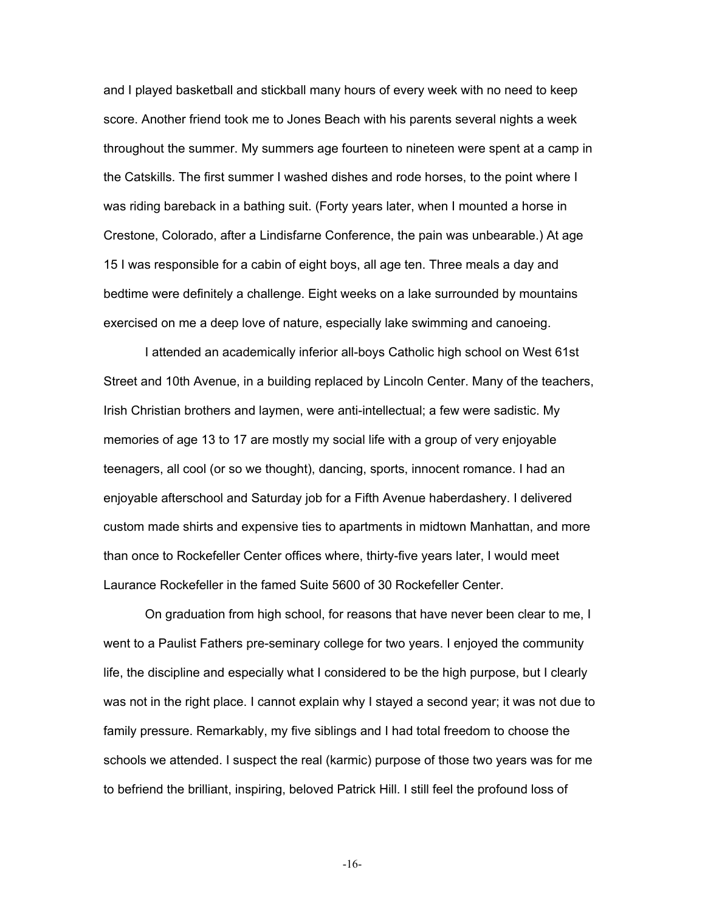and I played basketball and stickball many hours of every week with no need to keep score. Another friend took me to Jones Beach with his parents several nights a week throughout the summer. My summers age fourteen to nineteen were spent at a camp in the Catskills. The first summer I washed dishes and rode horses, to the point where I was riding bareback in a bathing suit. (Forty years later, when I mounted a horse in Crestone, Colorado, after a Lindisfarne Conference, the pain was unbearable.) At age 15 I was responsible for a cabin of eight boys, all age ten. Three meals a day and bedtime were definitely a challenge. Eight weeks on a lake surrounded by mountains exercised on me a deep love of nature, especially lake swimming and canoeing.

I attended an academically inferior all-boys Catholic high school on West 61st Street and 10th Avenue, in a building replaced by Lincoln Center. Many of the teachers, Irish Christian brothers and laymen, were anti-intellectual; a few were sadistic. My memories of age 13 to 17 are mostly my social life with a group of very enjoyable teenagers, all cool (or so we thought), dancing, sports, innocent romance. I had an enjoyable afterschool and Saturday job for a Fifth Avenue haberdashery. I delivered custom made shirts and expensive ties to apartments in midtown Manhattan, and more than once to Rockefeller Center offices where, thirty-five years later, I would meet Laurance Rockefeller in the famed Suite 5600 of 30 Rockefeller Center.

On graduation from high school, for reasons that have never been clear to me, I went to a Paulist Fathers pre-seminary college for two years. I enjoyed the community life, the discipline and especially what I considered to be the high purpose, but I clearly was not in the right place. I cannot explain why I stayed a second year; it was not due to family pressure. Remarkably, my five siblings and I had total freedom to choose the schools we attended. I suspect the real (karmic) purpose of those two years was for me to befriend the brilliant, inspiring, beloved Patrick Hill. I still feel the profound loss of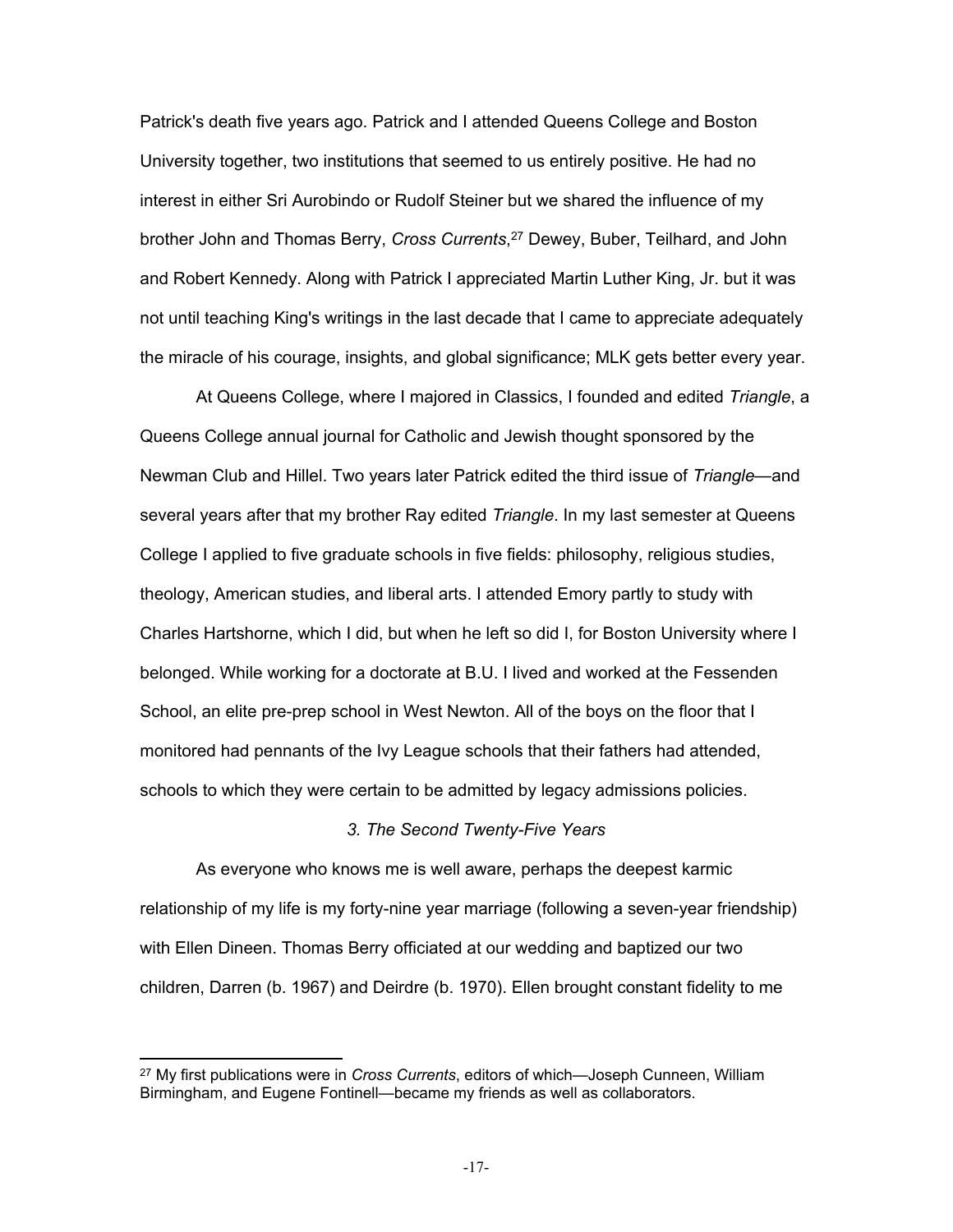Patrick's death five years ago. Patrick and I attended Queens College and Boston University together, two institutions that seemed to us entirely positive. He had no interest in either Sri Aurobindo or Rudolf Steiner but we shared the influence of my brother John and Thomas Berry, *Cross Currents*,[27] Dewey, Buber, Teilhard, and John and Robert Kennedy. Along with Patrick I appreciated Martin Luther King, Jr. but it was not until teaching King's writings in the last decade that I came to appreciate adequately the miracle of his courage, insights, and global significance; MLK gets better every year.

At Queens College, where I majored in Classics, I founded and edited *Triangle*, a Queens College annual journal for Catholic and Jewish thought sponsored by the Newman Club and Hillel. Two years later Patrick edited the third issue of *Triangle*—and several years after that my brother Ray edited *Triangle*. In my last semester at Queens College I applied to five graduate schools in five fields: philosophy, religious studies, theology, American studies, and liberal arts. I attended Emory partly to study with Charles Hartshorne, which I did, but when he left so did I, for Boston University where I belonged. While working for a doctorate at B.U. I lived and worked at the Fessenden School, an elite pre-prep school in West Newton. All of the boys on the floor that I monitored had pennants of the Ivy League schools that their fathers had attended, schools to which they were certain to be admitted by legacy admissions policies.

### *3. The Second Twenty-Five Years*

As everyone who knows me is well aware, perhaps the deepest karmic relationship of my life is my forty-nine year marriage (following a seven-year friendship) with Ellen Dineen. Thomas Berry officiated at our wedding and baptized our two children, Darren (b. 1967) and Deirdre (b. 1970). Ellen brought constant fidelity to me

---

[27] My first publications were in *Cross Currents*, editors of which—Joseph Cunneen, William Birmingham, and Eugene Fontinell—became my friends as well as collaborators.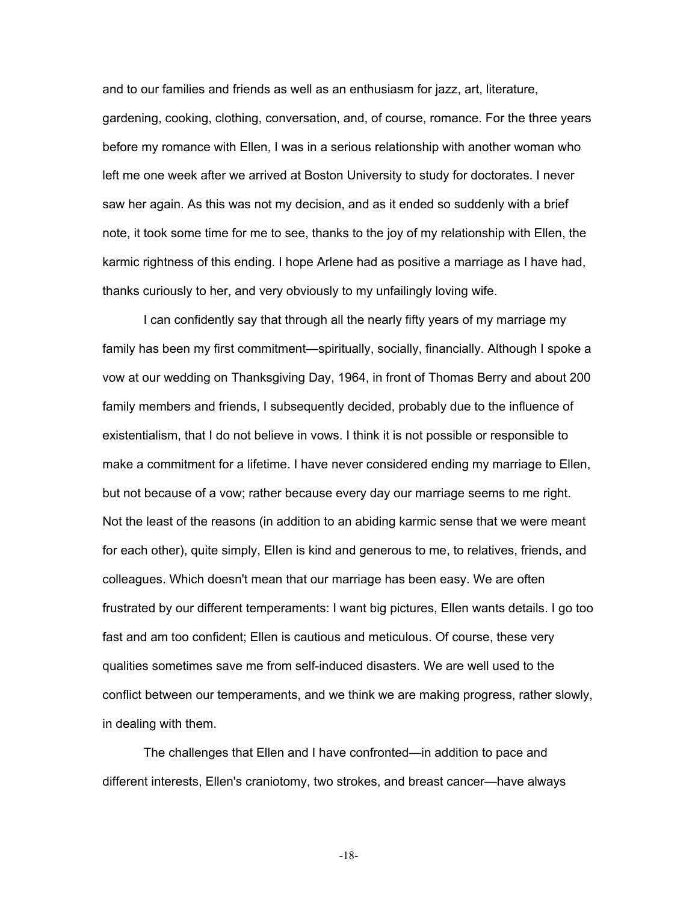and to our families and friends as well as an enthusiasm for jazz, art, literature, gardening, cooking, clothing, conversation, and, of course, romance. For the three years before my romance with Ellen, I was in a serious relationship with another woman who left me one week after we arrived at Boston University to study for doctorates. I never saw her again. As this was not my decision, and as it ended so suddenly with a brief note, it took some time for me to see, thanks to the joy of my relationship with Ellen, the karmic rightness of this ending. I hope Arlene had as positive a marriage as I have had, thanks curiously to her, and very obviously to my unfailingly loving wife.

I can confidently say that through all the nearly fifty years of my marriage my family has been my first commitment—spiritually, socially, financially. Although I spoke a vow at our wedding on Thanksgiving Day, 1964, in front of Thomas Berry and about 200 family members and friends, I subsequently decided, probably due to the influence of existentialism, that I do not believe in vows. I think it is not possible or responsible to make a commitment for a lifetime. I have never considered ending my marriage to Ellen, but not because of a vow; rather because every day our marriage seems to me right. Not the least of the reasons (in addition to an abiding karmic sense that we were meant for each other), quite simply, Ellen is kind and generous to me, to relatives, friends, and colleagues. Which doesn't mean that our marriage has been easy. We are often frustrated by our different temperaments: I want big pictures, Ellen wants details. I go too fast and am too confident; Ellen is cautious and meticulous. Of course, these very qualities sometimes save me from self-induced disasters. We are well used to the conflict between our temperaments, and we think we are making progress, rather slowly, in dealing with them.

The challenges that Ellen and I have confronted—in addition to pace and different interests, Ellen's craniotomy, two strokes, and breast cancer—have always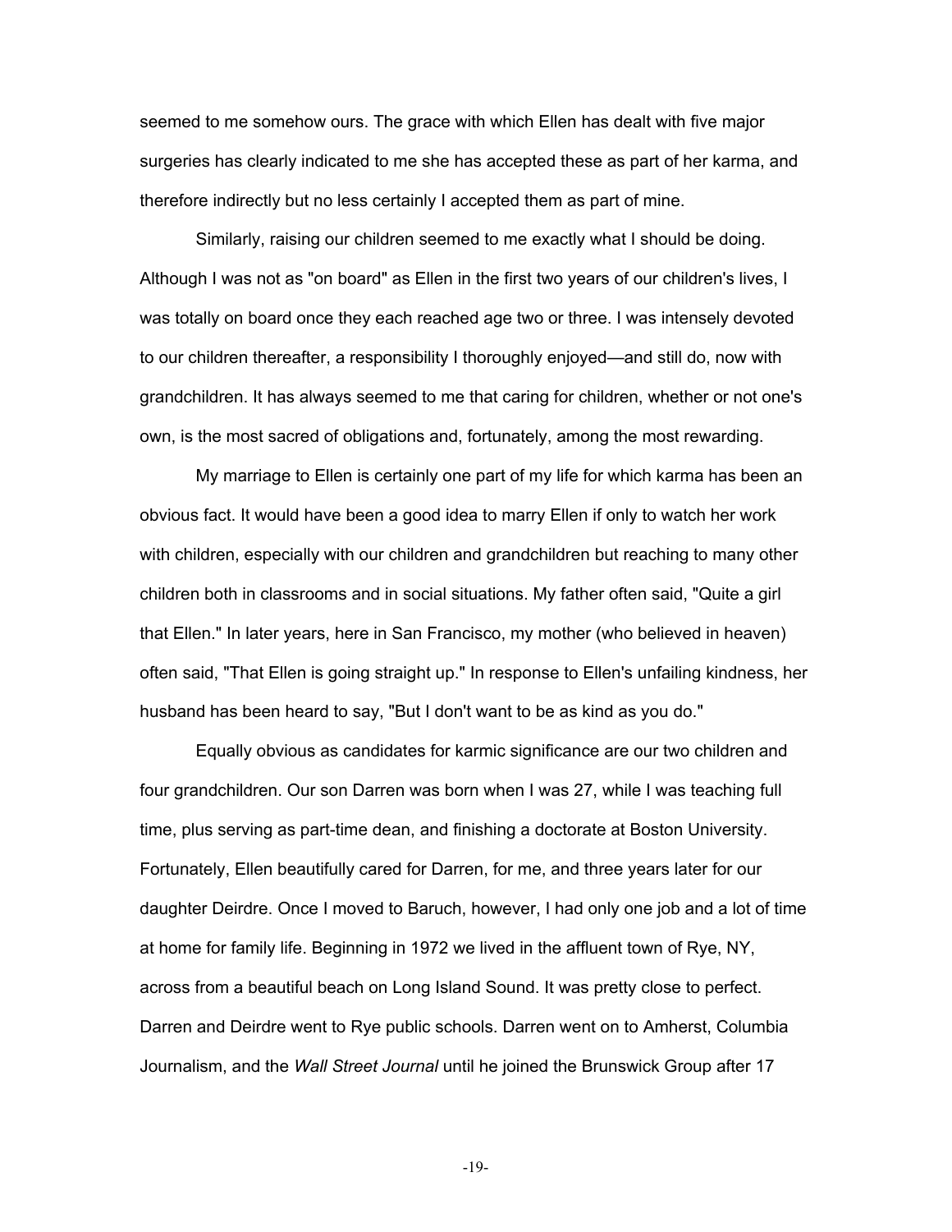seemed to me somehow ours. The grace with which Ellen has dealt with five major surgeries has clearly indicated to me she has accepted these as part of her karma, and therefore indirectly but no less certainly I accepted them as part of mine.

Similarly, raising our children seemed to me exactly what I should be doing. Although I was not as "on board" as Ellen in the first two years of our children's lives, I was totally on board once they each reached age two or three. I was intensely devoted to our children thereafter, a responsibility I thoroughly enjoyed—and still do, now with grandchildren. It has always seemed to me that caring for children, whether or not one's own, is the most sacred of obligations and, fortunately, among the most rewarding.

My marriage to Ellen is certainly one part of my life for which karma has been an obvious fact. It would have been a good idea to marry Ellen if only to watch her work with children, especially with our children and grandchildren but reaching to many other children both in classrooms and in social situations. My father often said, "Quite a girl that Ellen." In later years, here in San Francisco, my mother (who believed in heaven) often said, "That Ellen is going straight up." In response to Ellen's unfailing kindness, her husband has been heard to say, "But I don't want to be as kind as you do."

Equally obvious as candidates for karmic significance are our two children and four grandchildren. Our son Darren was born when I was 27, while I was teaching full time, plus serving as part-time dean, and finishing a doctorate at Boston University. Fortunately, Ellen beautifully cared for Darren, for me, and three years later for our daughter Deirdre. Once I moved to Baruch, however, I had only one job and a lot of time at home for family life. Beginning in 1972 we lived in the affluent town of Rye, NY, across from a beautiful beach on Long Island Sound. It was pretty close to perfect. Darren and Deirdre went to Rye public schools. Darren went on to Amherst, Columbia Journalism, and the *Wall Street Journal* until he joined the Brunswick Group after 17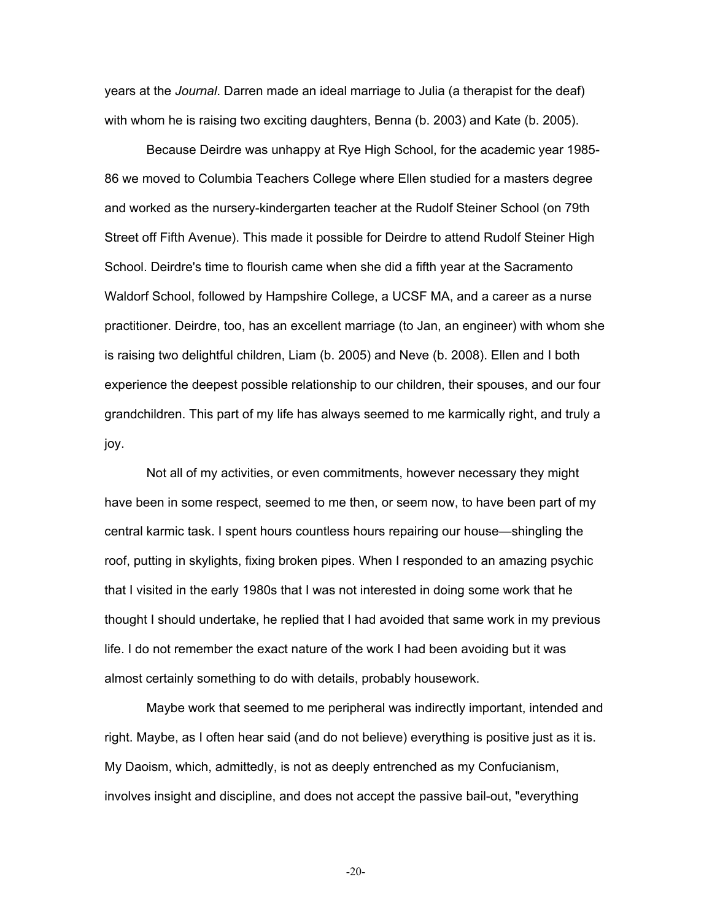years at the *Journal*. Darren made an ideal marriage to Julia (a therapist for the deaf) with whom he is raising two exciting daughters, Benna (b. 2003) and Kate (b. 2005).

Because Deirdre was unhappy at Rye High School, for the academic year 1985-86 we moved to Columbia Teachers College where Ellen studied for a masters degree and worked as the nursery-kindergarten teacher at the Rudolf Steiner School (on 79th Street off Fifth Avenue). This made it possible for Deirdre to attend Rudolf Steiner High School. Deirdre's time to flourish came when she did a fifth year at the Sacramento Waldorf School, followed by Hampshire College, a UCSF MA, and a career as a nurse practitioner. Deirdre, too, has an excellent marriage (to Jan, an engineer) with whom she is raising two delightful children, Liam (b. 2005) and Neve (b. 2008). Ellen and I both experience the deepest possible relationship to our children, their spouses, and our four grandchildren. This part of my life has always seemed to me karmically right, and truly a joy.

Not all of my activities, or even commitments, however necessary they might have been in some respect, seemed to me then, or seem now, to have been part of my central karmic task. I spent hours countless hours repairing our house—shingling the roof, putting in skylights, fixing broken pipes. When I responded to an amazing psychic that I visited in the early 1980s that I was not interested in doing some work that he thought I should undertake, he replied that I had avoided that same work in my previous life. I do not remember the exact nature of the work I had been avoiding but it was almost certainly something to do with details, probably housework.

Maybe work that seemed to me peripheral was indirectly important, intended and right. Maybe, as I often hear said (and do not believe) everything is positive just as it is. My Daoism, which, admittedly, is not as deeply entrenched as my Confucianism, involves insight and discipline, and does not accept the passive bail-out, "everything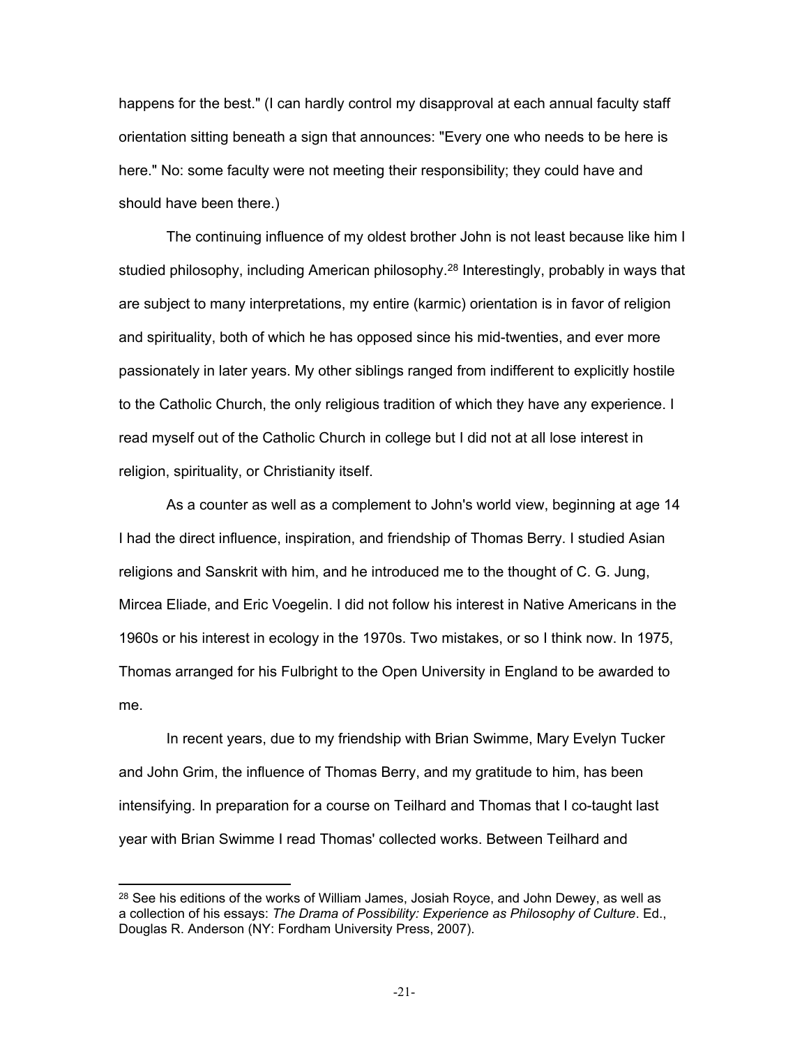happens for the best." (I can hardly control my disapproval at each annual faculty staff orientation sitting beneath a sign that announces: "Every one who needs to be here is here." No: some faculty were not meeting their responsibility; they could have and should have been there.)

The continuing influence of my oldest brother John is not least because like him I studied philosophy, including American philosophy.[28] Interestingly, probably in ways that are subject to many interpretations, my entire (karmic) orientation is in favor of religion and spirituality, both of which he has opposed since his mid-twenties, and ever more passionately in later years. My other siblings ranged from indifferent to explicitly hostile to the Catholic Church, the only religious tradition of which they have any experience. I read myself out of the Catholic Church in college but I did not at all lose interest in religion, spirituality, or Christianity itself.

As a counter as well as a complement to John's world view, beginning at age 14 I had the direct influence, inspiration, and friendship of Thomas Berry. I studied Asian religions and Sanskrit with him, and he introduced me to the thought of C. G. Jung, Mircea Eliade, and Eric Voegelin. I did not follow his interest in Native Americans in the 1960s or his interest in ecology in the 1970s. Two mistakes, or so I think now. In 1975, Thomas arranged for his Fulbright to the Open University in England to be awarded to me.

In recent years, due to my friendship with Brian Swimme, Mary Evelyn Tucker and John Grim, the influence of Thomas Berry, and my gratitude to him, has been intensifying. In preparation for a course on Teilhard and Thomas that I co-taught last year with Brian Swimme I read Thomas' collected works. Between Teilhard and

---

[28] See his editions of the works of William James, Josiah Royce, and John Dewey, as well as a collection of his essays: *The Drama of Possibility: Experience as Philosophy of Culture*. Ed., Douglas R. Anderson (NY: Fordham University Press, 2007).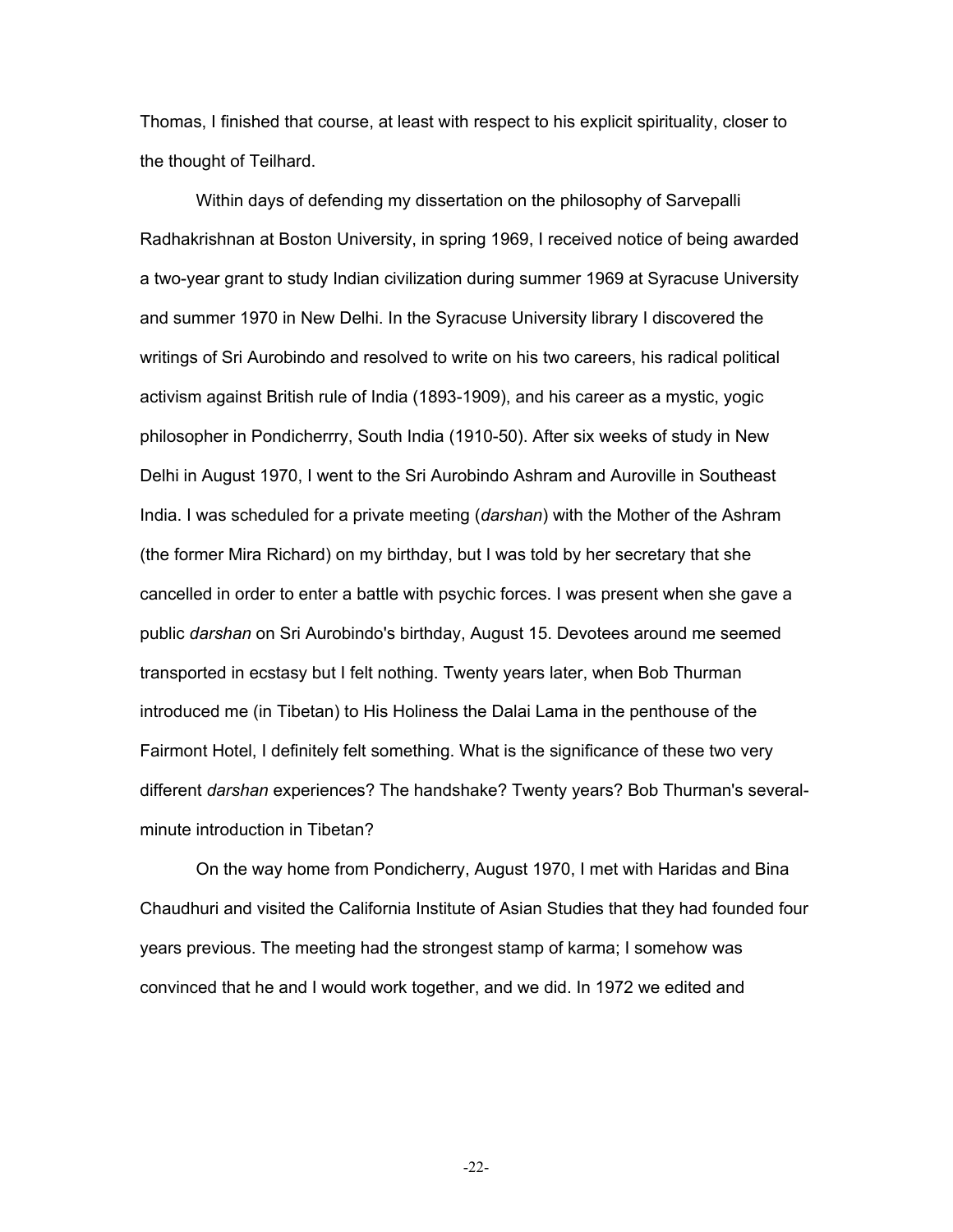Thomas, I finished that course, at least with respect to his explicit spirituality, closer to the thought of Teilhard.

Within days of defending my dissertation on the philosophy of Sarvepalli Radhakrishnan at Boston University, in spring 1969, I received notice of being awarded a two-year grant to study Indian civilization during summer 1969 at Syracuse University and summer 1970 in New Delhi. In the Syracuse University library I discovered the writings of Sri Aurobindo and resolved to write on his two careers, his radical political activism against British rule of India (1893-1909), and his career as a mystic, yogic philosopher in Pondicherrry, South India (1910-50). After six weeks of study in New Delhi in August 1970, I went to the Sri Aurobindo Ashram and Auroville in Southeast India. I was scheduled for a private meeting (*darshan*) with the Mother of the Ashram (the former Mira Richard) on my birthday, but I was told by her secretary that she cancelled in order to enter a battle with psychic forces. I was present when she gave a public *darshan* on Sri Aurobindo's birthday, August 15. Devotees around me seemed transported in ecstasy but I felt nothing. Twenty years later, when Bob Thurman introduced me (in Tibetan) to His Holiness the Dalai Lama in the penthouse of the Fairmont Hotel, I definitely felt something. What is the significance of these two very different *darshan* experiences? The handshake? Twenty years? Bob Thurman's several-minute introduction in Tibetan?

On the way home from Pondicherry, August 1970, I met with Haridas and Bina Chaudhuri and visited the California Institute of Asian Studies that they had founded four years previous. The meeting had the strongest stamp of karma; I somehow was convinced that he and I would work together, and we did. In 1972 we edited and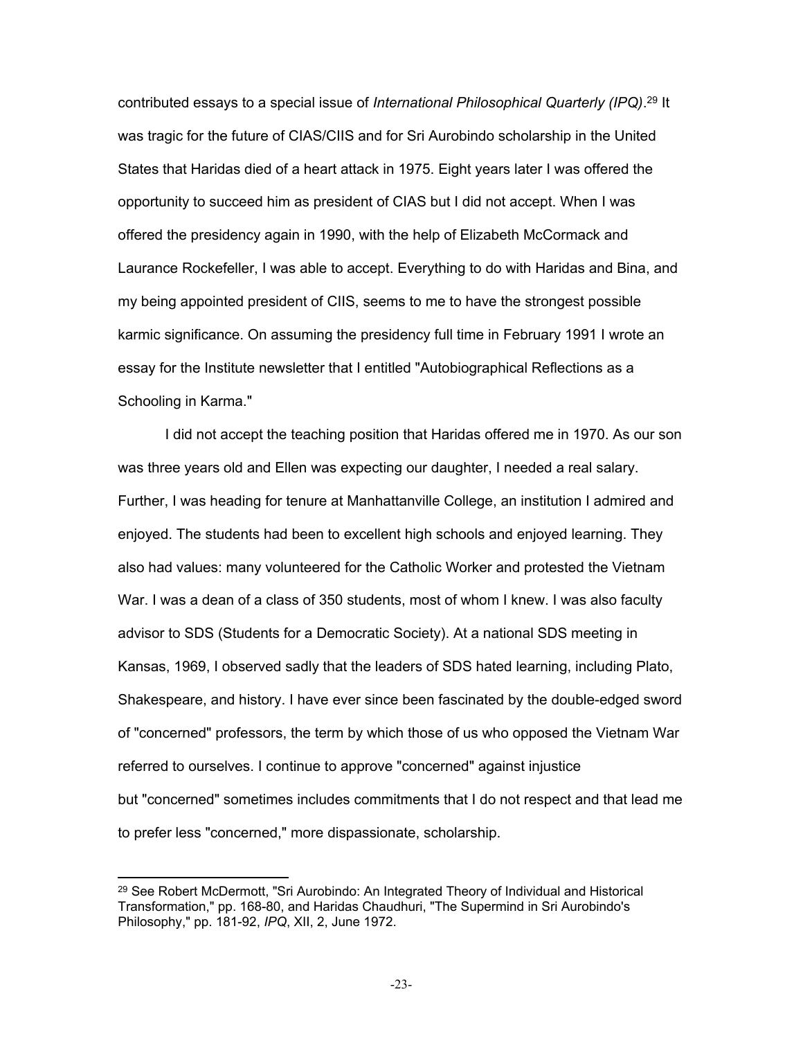contributed essays to a special issue of *International Philosophical Quarterly (IPQ)*.[29] It was tragic for the future of CIAS/CIIS and for Sri Aurobindo scholarship in the United States that Haridas died of a heart attack in 1975. Eight years later I was offered the opportunity to succeed him as president of CIAS but I did not accept. When I was offered the presidency again in 1990, with the help of Elizabeth McCormack and Laurance Rockefeller, I was able to accept. Everything to do with Haridas and Bina, and my being appointed president of CIIS, seems to me to have the strongest possible karmic significance. On assuming the presidency full time in February 1991 I wrote an essay for the Institute newsletter that I entitled "Autobiographical Reflections as a Schooling in Karma."

I did not accept the teaching position that Haridas offered me in 1970. As our son was three years old and Ellen was expecting our daughter, I needed a real salary. Further, I was heading for tenure at Manhattanville College, an institution I admired and enjoyed. The students had been to excellent high schools and enjoyed learning. They also had values: many volunteered for the Catholic Worker and protested the Vietnam War. I was a dean of a class of 350 students, most of whom I knew. I was also faculty advisor to SDS (Students for a Democratic Society). At a national SDS meeting in Kansas, 1969, I observed sadly that the leaders of SDS hated learning, including Plato, Shakespeare, and history. I have ever since been fascinated by the double-edged sword of "concerned" professors, the term by which those of us who opposed the Vietnam War referred to ourselves. I continue to approve "concerned" against injustice but "concerned" sometimes includes commitments that I do not respect and that lead me to prefer less "concerned," more dispassionate, scholarship.

---

[29] See Robert McDermott, "Sri Aurobindo: An Integrated Theory of Individual and Historical Transformation," pp. 168-80, and Haridas Chaudhuri, "The Supermind in Sri Aurobindo's Philosophy," pp. 181-92, *IPQ*, XII, 2, June 1972.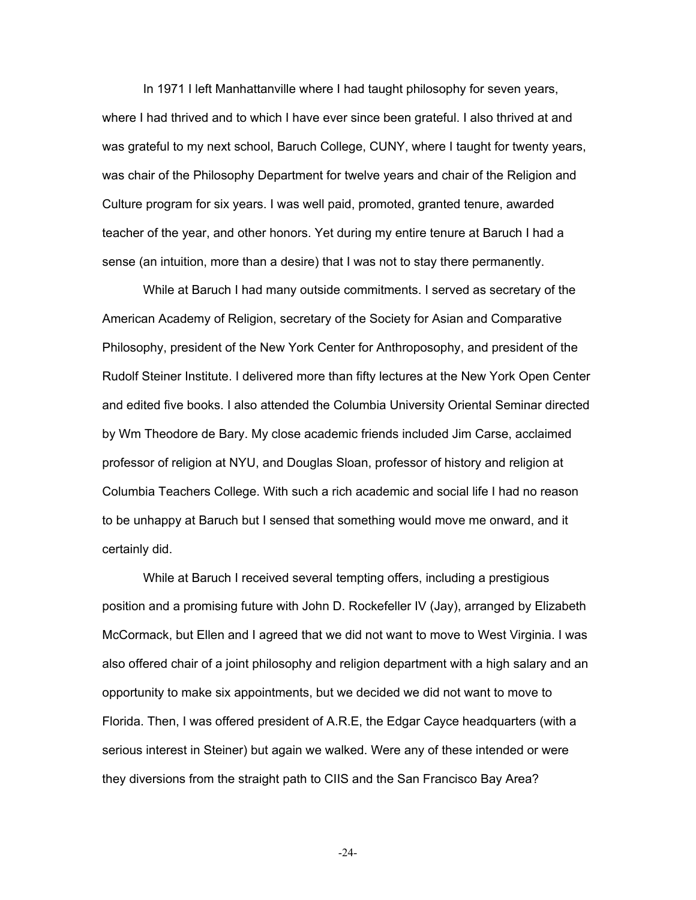In 1971 I left Manhattanville where I had taught philosophy for seven years, where I had thrived and to which I have ever since been grateful. I also thrived at and was grateful to my next school, Baruch College, CUNY, where I taught for twenty years, was chair of the Philosophy Department for twelve years and chair of the Religion and Culture program for six years. I was well paid, promoted, granted tenure, awarded teacher of the year, and other honors. Yet during my entire tenure at Baruch I had a sense (an intuition, more than a desire) that I was not to stay there permanently.

While at Baruch I had many outside commitments. I served as secretary of the American Academy of Religion, secretary of the Society for Asian and Comparative Philosophy, president of the New York Center for Anthroposophy, and president of the Rudolf Steiner Institute. I delivered more than fifty lectures at the New York Open Center and edited five books. I also attended the Columbia University Oriental Seminar directed by Wm Theodore de Bary. My close academic friends included Jim Carse, acclaimed professor of religion at NYU, and Douglas Sloan, professor of history and religion at Columbia Teachers College. With such a rich academic and social life I had no reason to be unhappy at Baruch but I sensed that something would move me onward, and it certainly did.

While at Baruch I received several tempting offers, including a prestigious position and a promising future with John D. Rockefeller IV (Jay), arranged by Elizabeth McCormack, but Ellen and I agreed that we did not want to move to West Virginia. I was also offered chair of a joint philosophy and religion department with a high salary and an opportunity to make six appointments, but we decided we did not want to move to Florida. Then, I was offered president of A.R.E, the Edgar Cayce headquarters (with a serious interest in Steiner) but again we walked. Were any of these intended or were they diversions from the straight path to CIIS and the San Francisco Bay Area?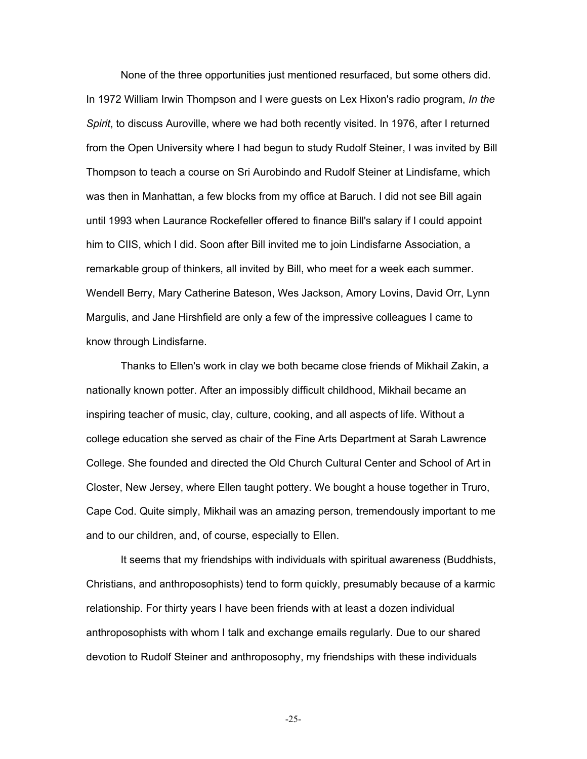None of the three opportunities just mentioned resurfaced, but some others did. In 1972 William Irwin Thompson and I were guests on Lex Hixon's radio program, *In the Spirit*, to discuss Auroville, where we had both recently visited. In 1976, after I returned from the Open University where I had begun to study Rudolf Steiner, I was invited by Bill Thompson to teach a course on Sri Aurobindo and Rudolf Steiner at Lindisfarne, which was then in Manhattan, a few blocks from my office at Baruch. I did not see Bill again until 1993 when Laurance Rockefeller offered to finance Bill's salary if I could appoint him to CIIS, which I did. Soon after Bill invited me to join Lindisfarne Association, a remarkable group of thinkers, all invited by Bill, who meet for a week each summer. Wendell Berry, Mary Catherine Bateson, Wes Jackson, Amory Lovins, David Orr, Lynn Margulis, and Jane Hirshfield are only a few of the impressive colleagues I came to know through Lindisfarne.

Thanks to Ellen's work in clay we both became close friends of Mikhail Zakin, a nationally known potter. After an impossibly difficult childhood, Mikhail became an inspiring teacher of music, clay, culture, cooking, and all aspects of life. Without a college education she served as chair of the Fine Arts Department at Sarah Lawrence College. She founded and directed the Old Church Cultural Center and School of Art in Closter, New Jersey, where Ellen taught pottery. We bought a house together in Truro, Cape Cod. Quite simply, Mikhail was an amazing person, tremendously important to me and to our children, and, of course, especially to Ellen.

It seems that my friendships with individuals with spiritual awareness (Buddhists, Christians, and anthroposophists) tend to form quickly, presumably because of a karmic relationship. For thirty years I have been friends with at least a dozen individual anthroposophists with whom I talk and exchange emails regularly. Due to our shared devotion to Rudolf Steiner and anthroposophy, my friendships with these individuals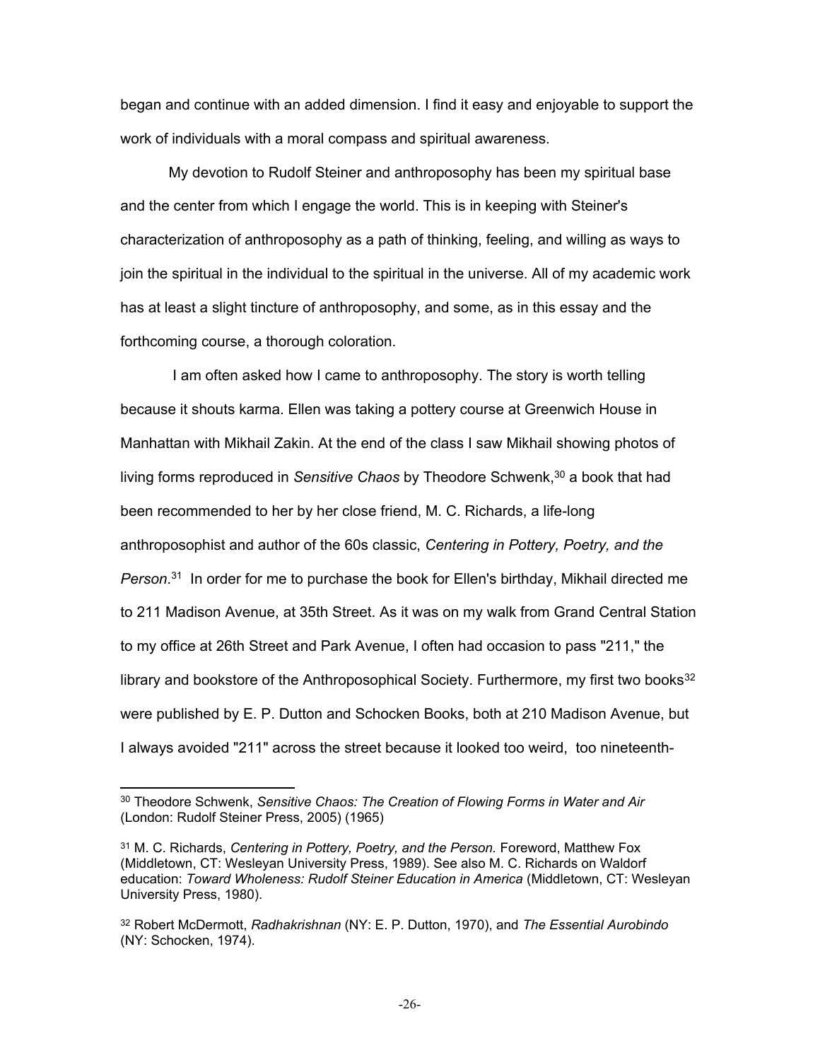began and continue with an added dimension. I find it easy and enjoyable to support the work of individuals with a moral compass and spiritual awareness.

My devotion to Rudolf Steiner and anthroposophy has been my spiritual base and the center from which I engage the world. This is in keeping with Steiner's characterization of anthroposophy as a path of thinking, feeling, and willing as ways to join the spiritual in the individual to the spiritual in the universe. All of my academic work has at least a slight tincture of anthroposophy, and some, as in this essay and the forthcoming course, a thorough coloration.

I am often asked how I came to anthroposophy. The story is worth telling because it shouts karma. Ellen was taking a pottery course at Greenwich House in Manhattan with Mikhail Zakin. At the end of the class I saw Mikhail showing photos of living forms reproduced in *Sensitive Chaos* by Theodore Schwenk,[30] a book that had been recommended to her by her close friend, M. C. Richards, a life-long anthroposophist and author of the 60s classic, *Centering in Pottery, Poetry, and the Person*.[31] In order for me to purchase the book for Ellen's birthday, Mikhail directed me to 211 Madison Avenue, at 35th Street. As it was on my walk from Grand Central Station to my office at 26th Street and Park Avenue, I often had occasion to pass "211," the library and bookstore of the Anthroposophical Society. Furthermore, my first two books[32] were published by E. P. Dutton and Schocken Books, both at 210 Madison Avenue, but I always avoided "211" across the street because it looked too weird, too nineteenth-

---

[30] Theodore Schwenk, *Sensitive Chaos: The Creation of Flowing Forms in Water and Air* (London: Rudolf Steiner Press, 2005) (1965)

[31] M. C. Richards, *Centering in Pottery, Poetry, and the Person.* Foreword, Matthew Fox (Middletown, CT: Wesleyan University Press, 1989). See also M. C. Richards on Waldorf education: *Toward Wholeness: Rudolf Steiner Education in America* (Middletown, CT: Wesleyan University Press, 1980).

[32] Robert McDermott, *Radhakrishnan* (NY: E. P. Dutton, 1970), and *The Essential Aurobindo* (NY: Schocken, 1974).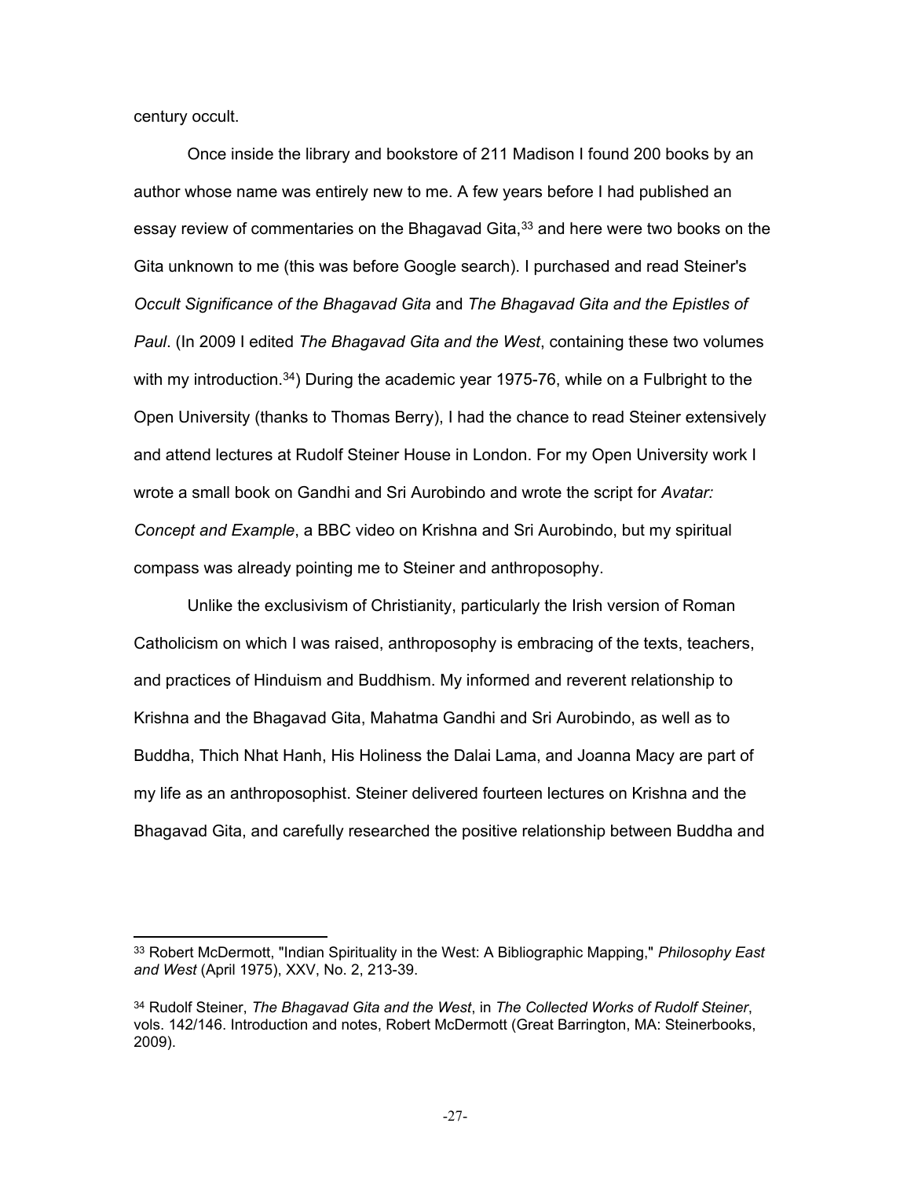century occult.

Once inside the library and bookstore of 211 Madison I found 200 books by an author whose name was entirely new to me. A few years before I had published an essay review of commentaries on the Bhagavad Gita,[33] and here were two books on the Gita unknown to me (this was before Google search). I purchased and read Steiner's *Occult Significance of the Bhagavad Gita* and *The Bhagavad Gita and the Epistles of Paul*. (In 2009 I edited *The Bhagavad Gita and the West*, containing these two volumes with my introduction.[34]) During the academic year 1975-76, while on a Fulbright to the Open University (thanks to Thomas Berry), I had the chance to read Steiner extensively and attend lectures at Rudolf Steiner House in London. For my Open University work I wrote a small book on Gandhi and Sri Aurobindo and wrote the script for *Avatar: Concept and Example*, a BBC video on Krishna and Sri Aurobindo, but my spiritual compass was already pointing me to Steiner and anthroposophy.

Unlike the exclusivism of Christianity, particularly the Irish version of Roman Catholicism on which I was raised, anthroposophy is embracing of the texts, teachers, and practices of Hinduism and Buddhism. My informed and reverent relationship to Krishna and the Bhagavad Gita, Mahatma Gandhi and Sri Aurobindo, as well as to Buddha, Thich Nhat Hanh, His Holiness the Dalai Lama, and Joanna Macy are part of my life as an anthroposophist. Steiner delivered fourteen lectures on Krishna and the Bhagavad Gita, and carefully researched the positive relationship between Buddha and

---

[33] Robert McDermott, "Indian Spirituality in the West: A Bibliographic Mapping," *Philosophy East and West* (April 1975), XXV, No. 2, 213-39.

[34] Rudolf Steiner, *The Bhagavad Gita and the West*, in *The Collected Works of Rudolf Steiner*, vols. 142/146. Introduction and notes, Robert McDermott (Great Barrington, MA: Steinerbooks, 2009).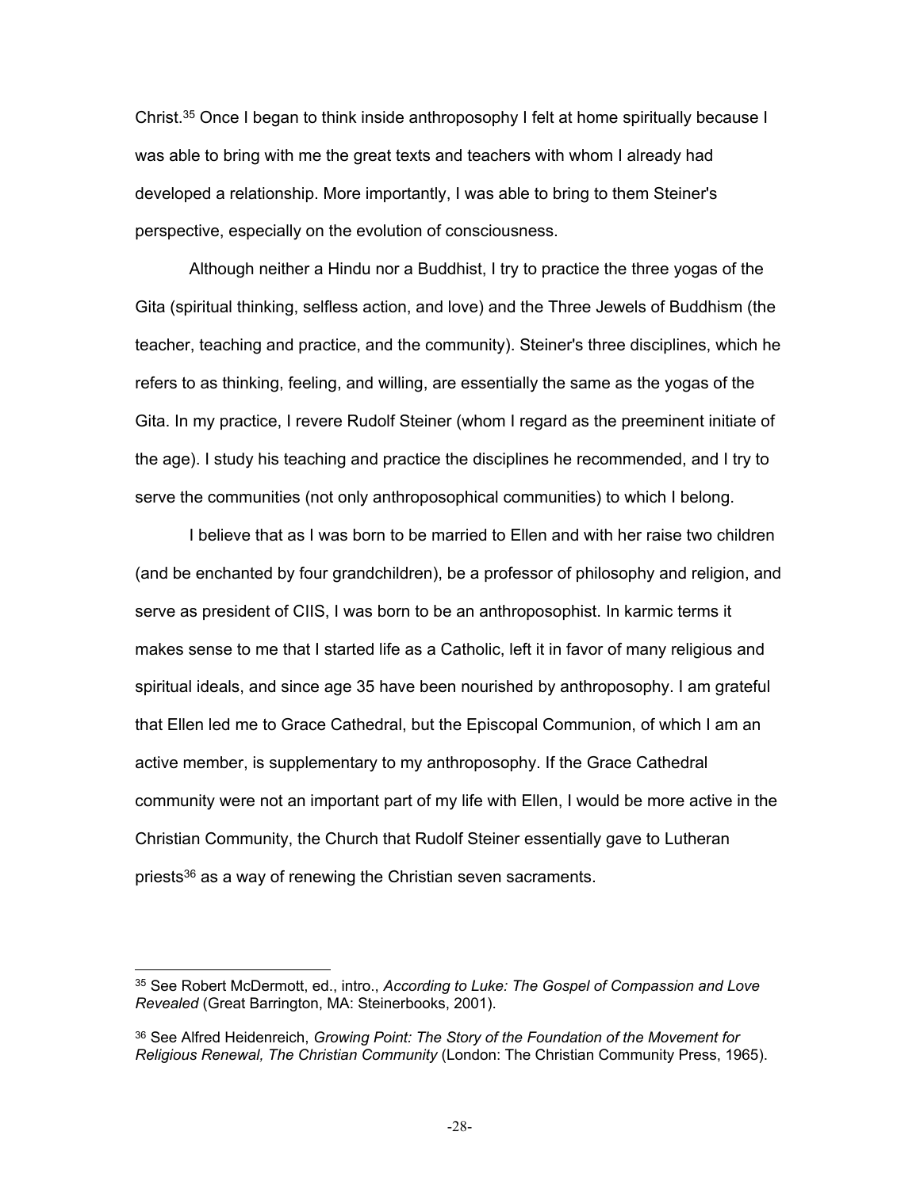Christ.[35] Once I began to think inside anthroposophy I felt at home spiritually because I was able to bring with me the great texts and teachers with whom I already had developed a relationship. More importantly, I was able to bring to them Steiner's perspective, especially on the evolution of consciousness.

Although neither a Hindu nor a Buddhist, I try to practice the three yogas of the Gita (spiritual thinking, selfless action, and love) and the Three Jewels of Buddhism (the teacher, teaching and practice, and the community). Steiner's three disciplines, which he refers to as thinking, feeling, and willing, are essentially the same as the yogas of the Gita. In my practice, I revere Rudolf Steiner (whom I regard as the preeminent initiate of the age). I study his teaching and practice the disciplines he recommended, and I try to serve the communities (not only anthroposophical communities) to which I belong.

I believe that as I was born to be married to Ellen and with her raise two children (and be enchanted by four grandchildren), be a professor of philosophy and religion, and serve as president of CIIS, I was born to be an anthroposophist. In karmic terms it makes sense to me that I started life as a Catholic, left it in favor of many religious and spiritual ideals, and since age 35 have been nourished by anthroposophy. I am grateful that Ellen led me to Grace Cathedral, but the Episcopal Communion, of which I am an active member, is supplementary to my anthroposophy. If the Grace Cathedral community were not an important part of my life with Ellen, I would be more active in the Christian Community, the Church that Rudolf Steiner essentially gave to Lutheran priests[36] as a way of renewing the Christian seven sacraments.

---

[35] See Robert McDermott, ed., intro., *According to Luke: The Gospel of Compassion and Love Revealed* (Great Barrington, MA: Steinerbooks, 2001).

[36] See Alfred Heidenreich, *Growing Point: The Story of the Foundation of the Movement for Religious Renewal, The Christian Community* (London: The Christian Community Press, 1965).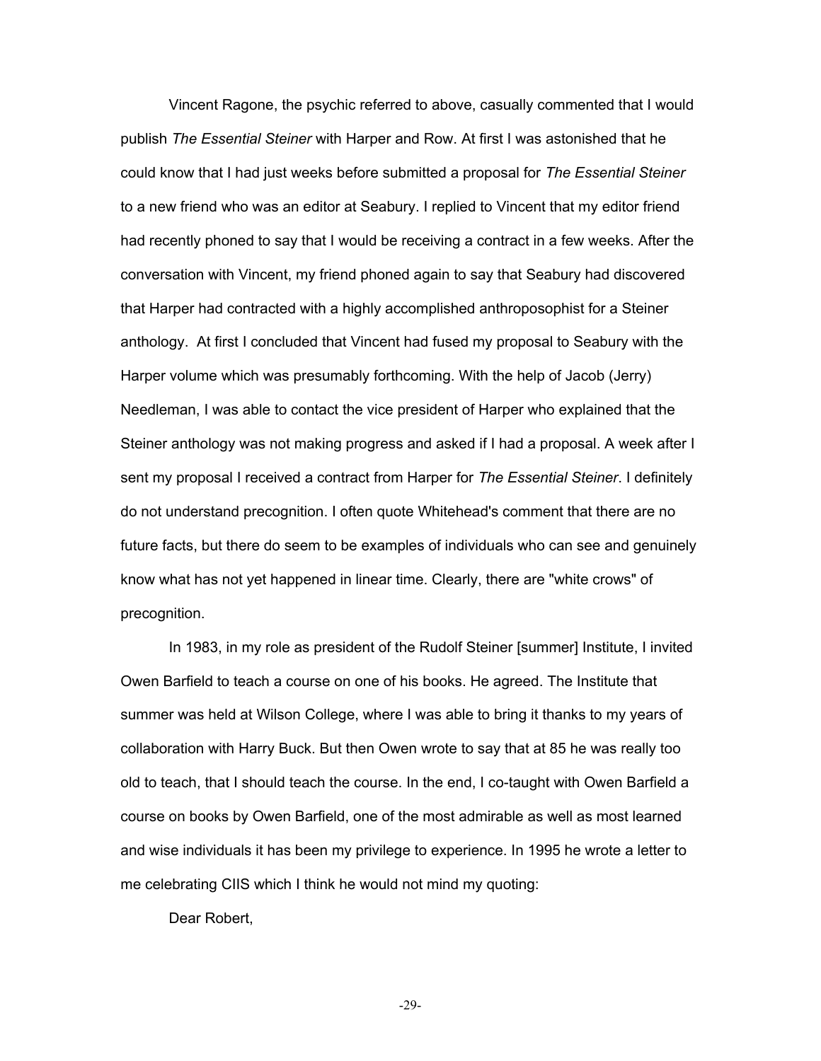Vincent Ragone, the psychic referred to above, casually commented that I would publish *The Essential Steiner* with Harper and Row. At first I was astonished that he could know that I had just weeks before submitted a proposal for *The Essential Steiner* to a new friend who was an editor at Seabury. I replied to Vincent that my editor friend had recently phoned to say that I would be receiving a contract in a few weeks. After the conversation with Vincent, my friend phoned again to say that Seabury had discovered that Harper had contracted with a highly accomplished anthroposophist for a Steiner anthology. At first I concluded that Vincent had fused my proposal to Seabury with the Harper volume which was presumably forthcoming. With the help of Jacob (Jerry) Needleman, I was able to contact the vice president of Harper who explained that the Steiner anthology was not making progress and asked if I had a proposal. A week after I sent my proposal I received a contract from Harper for *The Essential Steiner*. I definitely do not understand precognition. I often quote Whitehead's comment that there are no future facts, but there do seem to be examples of individuals who can see and genuinely know what has not yet happened in linear time. Clearly, there are "white crows" of precognition.

In 1983, in my role as president of the Rudolf Steiner [summer] Institute, I invited Owen Barfield to teach a course on one of his books. He agreed. The Institute that summer was held at Wilson College, where I was able to bring it thanks to my years of collaboration with Harry Buck. But then Owen wrote to say that at 85 he was really too old to teach, that I should teach the course. In the end, I co-taught with Owen Barfield a course on books by Owen Barfield, one of the most admirable as well as most learned and wise individuals it has been my privilege to experience. In 1995 he wrote a letter to me celebrating CIIS which I think he would not mind my quoting:

Dear Robert,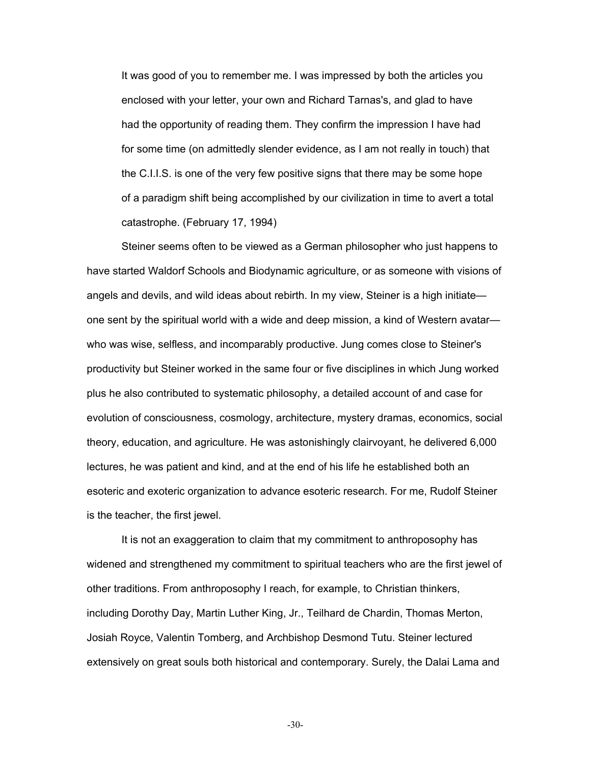> It was good of you to remember me. I was impressed by both the articles you enclosed with your letter, your own and Richard Tarnas's, and glad to have had the opportunity of reading them. They confirm the impression I have had for some time (on admittedly slender evidence, as I am not really in touch) that the C.I.I.S. is one of the very few positive signs that there may be some hope of a paradigm shift being accomplished by our civilization in time to avert a total catastrophe. (February 17, 1994)

Steiner seems often to be viewed as a German philosopher who just happens to have started Waldorf Schools and Biodynamic agriculture, or as someone with visions of angels and devils, and wild ideas about rebirth. In my view, Steiner is a high initiate—one sent by the spiritual world with a wide and deep mission, a kind of Western avatar—who was wise, selfless, and incomparably productive. Jung comes close to Steiner's productivity but Steiner worked in the same four or five disciplines in which Jung worked plus he also contributed to systematic philosophy, a detailed account of and case for evolution of consciousness, cosmology, architecture, mystery dramas, economics, social theory, education, and agriculture. He was astonishingly clairvoyant, he delivered 6,000 lectures, he was patient and kind, and at the end of his life he established both an esoteric and exoteric organization to advance esoteric research. For me, Rudolf Steiner is the teacher, the first jewel.

It is not an exaggeration to claim that my commitment to anthroposophy has widened and strengthened my commitment to spiritual teachers who are the first jewel of other traditions. From anthroposophy I reach, for example, to Christian thinkers, including Dorothy Day, Martin Luther King, Jr., Teilhard de Chardin, Thomas Merton, Josiah Royce, Valentin Tomberg, and Archbishop Desmond Tutu. Steiner lectured extensively on great souls both historical and contemporary. Surely, the Dalai Lama and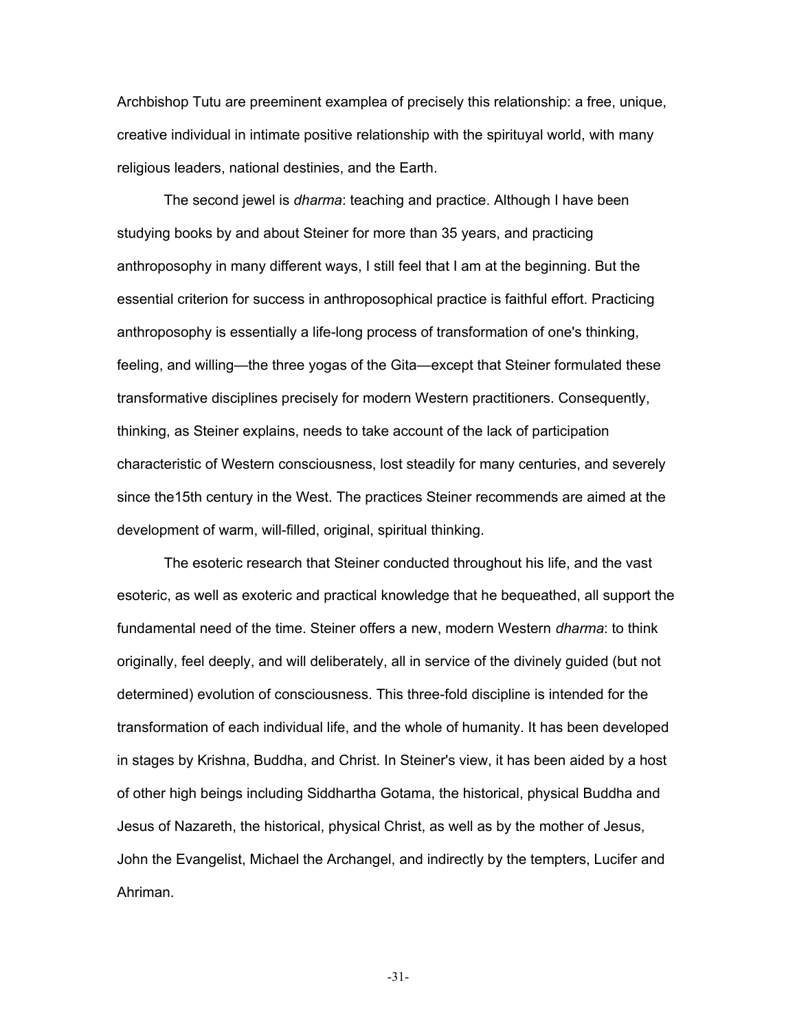Archbishop Tutu are preeminent examplea of precisely this relationship: a free, unique, creative individual in intimate positive relationship with the spirituyal world, with many religious leaders, national destinies, and the Earth.

The second jewel is *dharma*: teaching and practice. Although I have been studying books by and about Steiner for more than 35 years, and practicing anthroposophy in many different ways, I still feel that I am at the beginning. But the essential criterion for success in anthroposophical practice is faithful effort. Practicing anthroposophy is essentially a life-long process of transformation of one's thinking, feeling, and willing—the three yogas of the Gita—except that Steiner formulated these transformative disciplines precisely for modern Western practitioners. Consequently, thinking, as Steiner explains, needs to take account of the lack of participation characteristic of Western consciousness, lost steadily for many centuries, and severely since the15th century in the West. The practices Steiner recommends are aimed at the development of warm, will-filled, original, spiritual thinking.

The esoteric research that Steiner conducted throughout his life, and the vast esoteric, as well as exoteric and practical knowledge that he bequeathed, all support the fundamental need of the time. Steiner offers a new, modern Western *dharma*: to think originally, feel deeply, and will deliberately, all in service of the divinely guided (but not determined) evolution of consciousness. This three-fold discipline is intended for the transformation of each individual life, and the whole of humanity. It has been developed in stages by Krishna, Buddha, and Christ. In Steiner's view, it has been aided by a host of other high beings including Siddhartha Gotama, the historical, physical Buddha and Jesus of Nazareth, the historical, physical Christ, as well as by the mother of Jesus, John the Evangelist, Michael the Archangel, and indirectly by the tempters, Lucifer and Ahriman.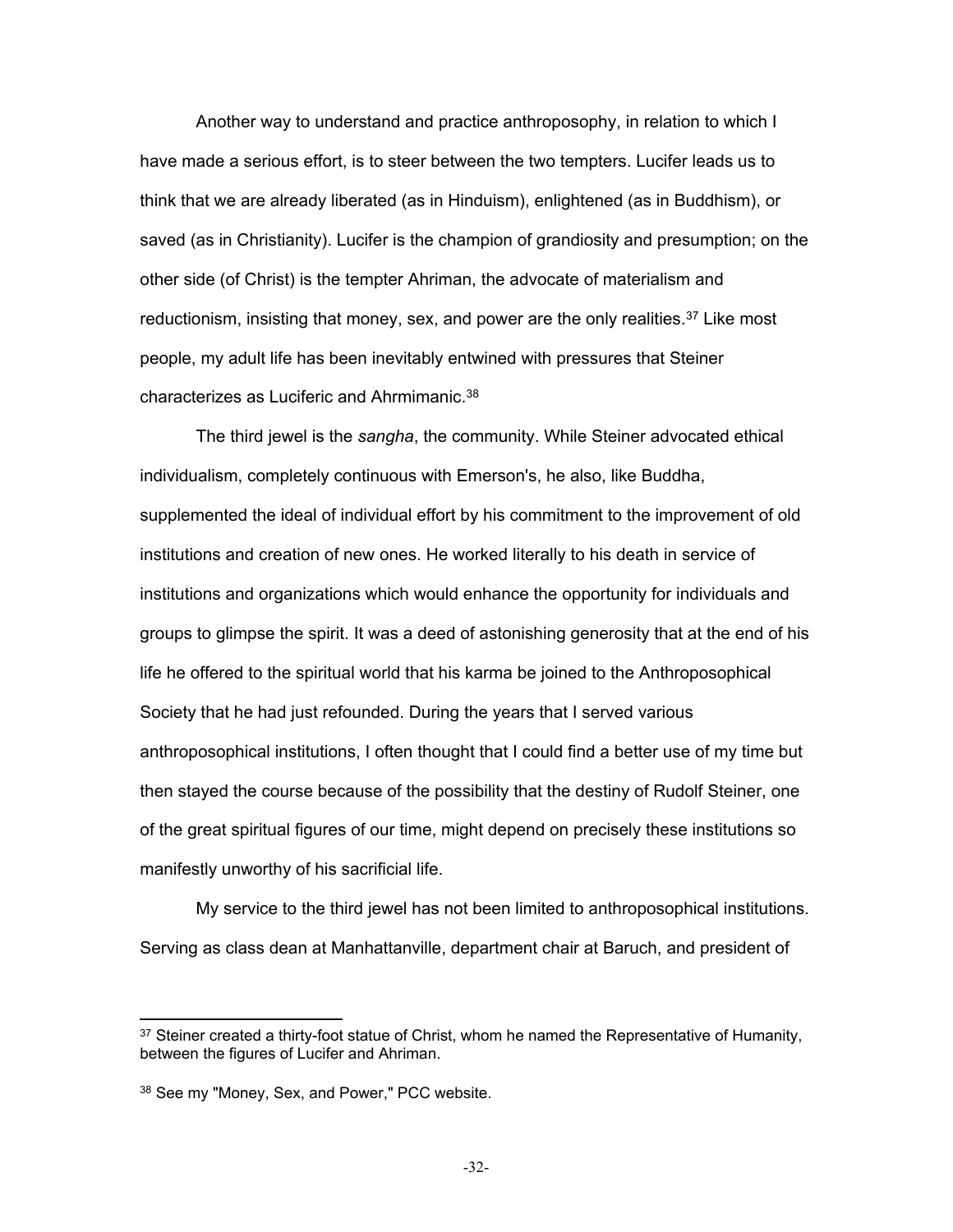Another way to understand and practice anthroposophy, in relation to which I have made a serious effort, is to steer between the two tempters. Lucifer leads us to think that we are already liberated (as in Hinduism), enlightened (as in Buddhism), or saved (as in Christianity). Lucifer is the champion of grandiosity and presumption; on the other side (of Christ) is the tempter Ahriman, the advocate of materialism and reductionism, insisting that money, sex, and power are the only realities.[37] Like most people, my adult life has been inevitably entwined with pressures that Steiner characterizes as Luciferic and Ahrmimanic.[38]

The third jewel is the *sangha*, the community. While Steiner advocated ethical individualism, completely continuous with Emerson's, he also, like Buddha, supplemented the ideal of individual effort by his commitment to the improvement of old institutions and creation of new ones. He worked literally to his death in service of institutions and organizations which would enhance the opportunity for individuals and groups to glimpse the spirit. It was a deed of astonishing generosity that at the end of his life he offered to the spiritual world that his karma be joined to the Anthroposophical Society that he had just refounded. During the years that I served various anthroposophical institutions, I often thought that I could find a better use of my time but then stayed the course because of the possibility that the destiny of Rudolf Steiner, one of the great spiritual figures of our time, might depend on precisely these institutions so manifestly unworthy of his sacrificial life.

My service to the third jewel has not been limited to anthroposophical institutions. Serving as class dean at Manhattanville, department chair at Baruch, and president of

---

[37] Steiner created a thirty-foot statue of Christ, whom he named the Representative of Humanity, between the figures of Lucifer and Ahriman.

[38] See my "Money, Sex, and Power," PCC website.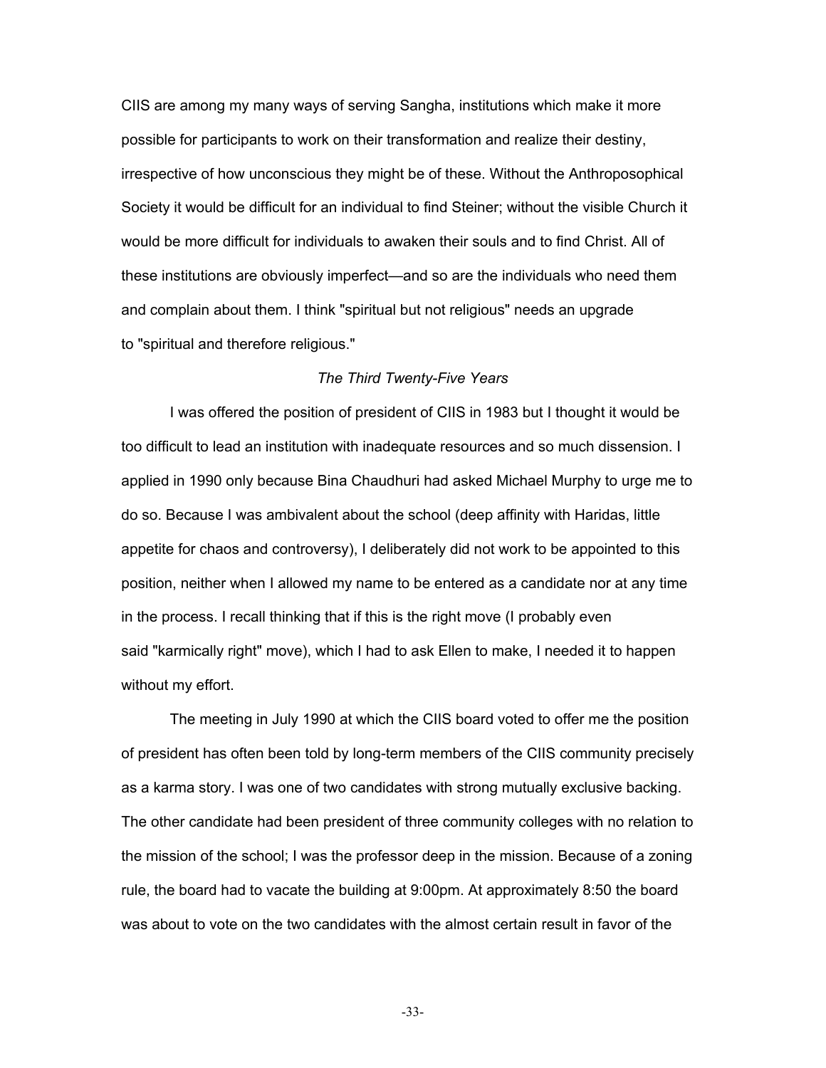CIIS are among my many ways of serving Sangha, institutions which make it more possible for participants to work on their transformation and realize their destiny, irrespective of how unconscious they might be of these. Without the Anthroposophical Society it would be difficult for an individual to find Steiner; without the visible Church it would be more difficult for individuals to awaken their souls and to find Christ. All of these institutions are obviously imperfect—and so are the individuals who need them and complain about them. I think "spiritual but not religious" needs an upgrade to "spiritual and therefore religious."

*The Third Twenty-Five Years*

I was offered the position of president of CIIS in 1983 but I thought it would be too difficult to lead an institution with inadequate resources and so much dissension. I applied in 1990 only because Bina Chaudhuri had asked Michael Murphy to urge me to do so. Because I was ambivalent about the school (deep affinity with Haridas, little appetite for chaos and controversy), I deliberately did not work to be appointed to this position, neither when I allowed my name to be entered as a candidate nor at any time in the process. I recall thinking that if this is the right move (I probably even said "karmically right" move), which I had to ask Ellen to make, I needed it to happen without my effort.

The meeting in July 1990 at which the CIIS board voted to offer me the position of president has often been told by long-term members of the CIIS community precisely as a karma story. I was one of two candidates with strong mutually exclusive backing. The other candidate had been president of three community colleges with no relation to the mission of the school; I was the professor deep in the mission. Because of a zoning rule, the board had to vacate the building at 9:00pm. At approximately 8:50 the board was about to vote on the two candidates with the almost certain result in favor of the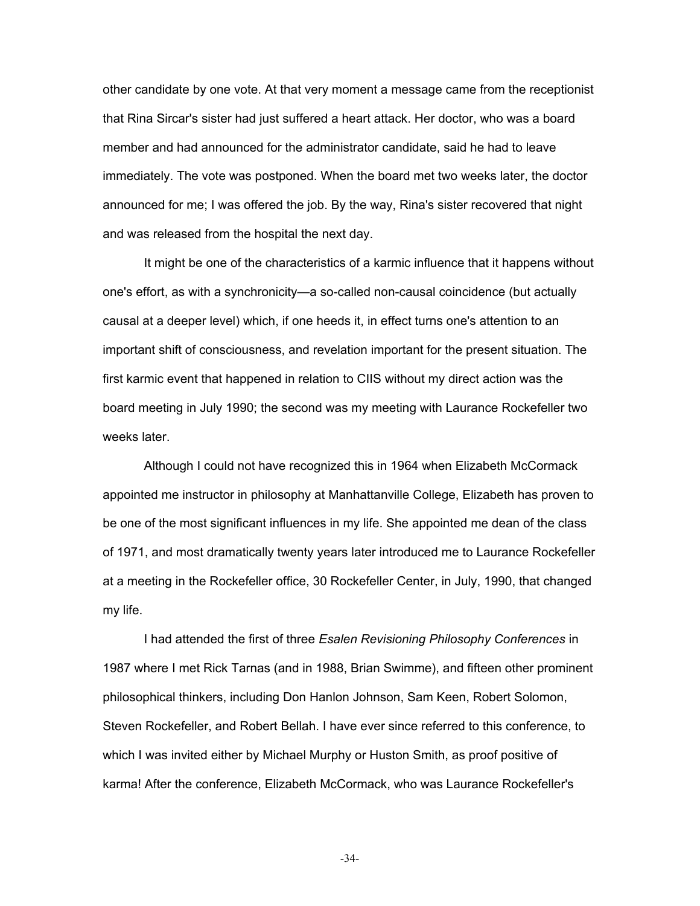other candidate by one vote. At that very moment a message came from the receptionist that Rina Sircar's sister had just suffered a heart attack. Her doctor, who was a board member and had announced for the administrator candidate, said he had to leave immediately. The vote was postponed. When the board met two weeks later, the doctor announced for me; I was offered the job. By the way, Rina's sister recovered that night and was released from the hospital the next day.

It might be one of the characteristics of a karmic influence that it happens without one's effort, as with a synchronicity—a so-called non-causal coincidence (but actually causal at a deeper level) which, if one heeds it, in effect turns one's attention to an important shift of consciousness, and revelation important for the present situation. The first karmic event that happened in relation to CIIS without my direct action was the board meeting in July 1990; the second was my meeting with Laurance Rockefeller two weeks later.

Although I could not have recognized this in 1964 when Elizabeth McCormack appointed me instructor in philosophy at Manhattanville College, Elizabeth has proven to be one of the most significant influences in my life. She appointed me dean of the class of 1971, and most dramatically twenty years later introduced me to Laurance Rockefeller at a meeting in the Rockefeller office, 30 Rockefeller Center, in July, 1990, that changed my life.

I had attended the first of three *Esalen Revisioning Philosophy Conferences* in 1987 where I met Rick Tarnas (and in 1988, Brian Swimme), and fifteen other prominent philosophical thinkers, including Don Hanlon Johnson, Sam Keen, Robert Solomon, Steven Rockefeller, and Robert Bellah. I have ever since referred to this conference, to which I was invited either by Michael Murphy or Huston Smith, as proof positive of karma! After the conference, Elizabeth McCormack, who was Laurance Rockefeller's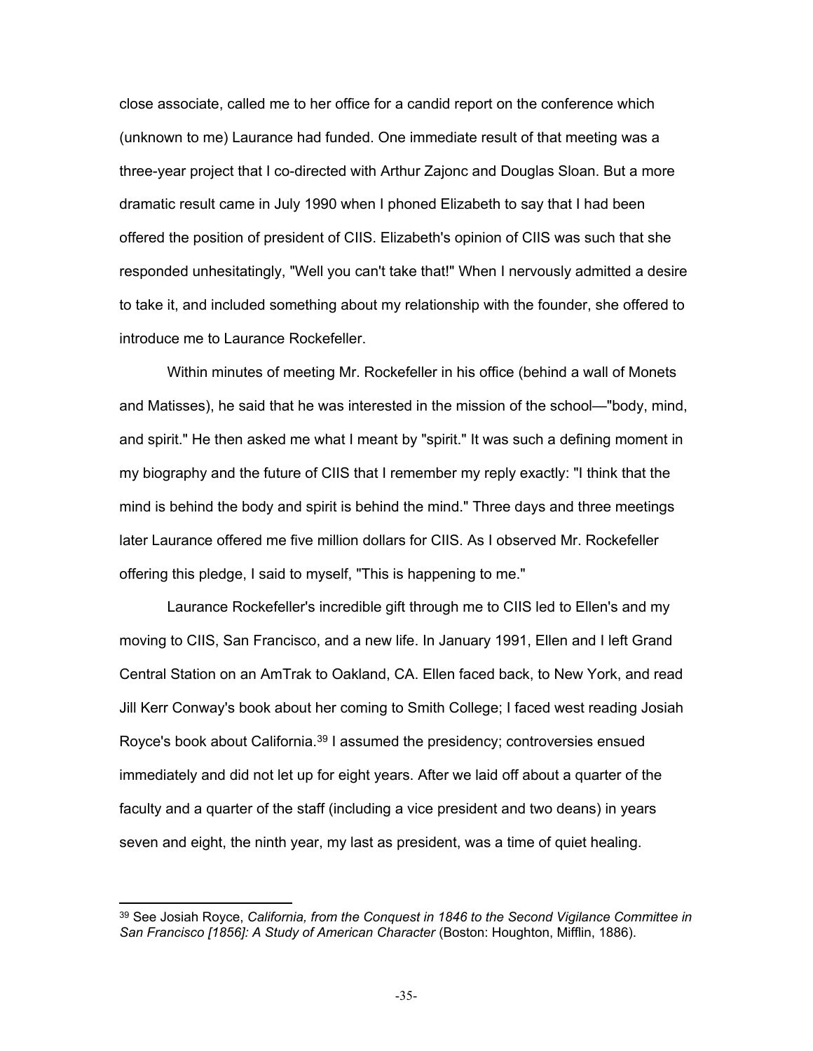close associate, called me to her office for a candid report on the conference which (unknown to me) Laurance had funded. One immediate result of that meeting was a three-year project that I co-directed with Arthur Zajonc and Douglas Sloan. But a more dramatic result came in July 1990 when I phoned Elizabeth to say that I had been offered the position of president of CIIS. Elizabeth's opinion of CIIS was such that she responded unhesitatingly, "Well you can't take that!" When I nervously admitted a desire to take it, and included something about my relationship with the founder, she offered to introduce me to Laurance Rockefeller.

Within minutes of meeting Mr. Rockefeller in his office (behind a wall of Monets and Matisses), he said that he was interested in the mission of the school—"body, mind, and spirit." He then asked me what I meant by "spirit." It was such a defining moment in my biography and the future of CIIS that I remember my reply exactly: "I think that the mind is behind the body and spirit is behind the mind." Three days and three meetings later Laurance offered me five million dollars for CIIS. As I observed Mr. Rockefeller offering this pledge, I said to myself, "This is happening to me."

Laurance Rockefeller's incredible gift through me to CIIS led to Ellen's and my moving to CIIS, San Francisco, and a new life. In January 1991, Ellen and I left Grand Central Station on an AmTrak to Oakland, CA. Ellen faced back, to New York, and read Jill Kerr Conway's book about her coming to Smith College; I faced west reading Josiah Royce's book about California.[39] I assumed the presidency; controversies ensued immediately and did not let up for eight years. After we laid off about a quarter of the faculty and a quarter of the staff (including a vice president and two deans) in years seven and eight, the ninth year, my last as president, was a time of quiet healing.

---

[39] See Josiah Royce, *California, from the Conquest in 1846 to the Second Vigilance Committee in San Francisco [1856]: A Study of American Character* (Boston: Houghton, Mifflin, 1886).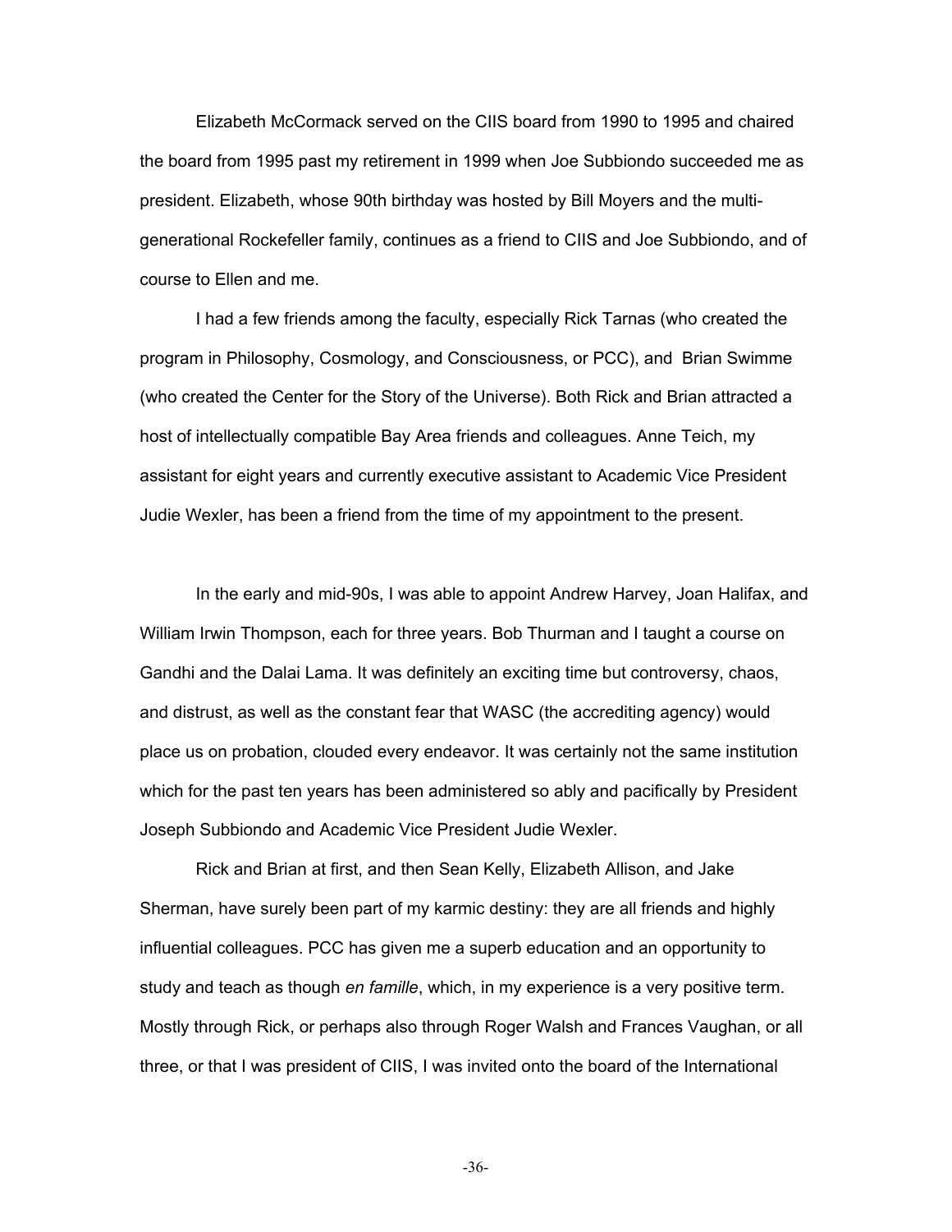Elizabeth McCormack served on the CIIS board from 1990 to 1995 and chaired the board from 1995 past my retirement in 1999 when Joe Subbiondo succeeded me as president. Elizabeth, whose 90th birthday was hosted by Bill Moyers and the multi-generational Rockefeller family, continues as a friend to CIIS and Joe Subbiondo, and of course to Ellen and me.

I had a few friends among the faculty, especially Rick Tarnas (who created the program in Philosophy, Cosmology, and Consciousness, or PCC), and Brian Swimme (who created the Center for the Story of the Universe). Both Rick and Brian attracted a host of intellectually compatible Bay Area friends and colleagues. Anne Teich, my assistant for eight years and currently executive assistant to Academic Vice President Judie Wexler, has been a friend from the time of my appointment to the present.

In the early and mid-90s, I was able to appoint Andrew Harvey, Joan Halifax, and William Irwin Thompson, each for three years. Bob Thurman and I taught a course on Gandhi and the Dalai Lama. It was definitely an exciting time but controversy, chaos, and distrust, as well as the constant fear that WASC (the accrediting agency) would place us on probation, clouded every endeavor. It was certainly not the same institution which for the past ten years has been administered so ably and pacifically by President Joseph Subbiondo and Academic Vice President Judie Wexler.

Rick and Brian at first, and then Sean Kelly, Elizabeth Allison, and Jake Sherman, have surely been part of my karmic destiny: they are all friends and highly influential colleagues. PCC has given me a superb education and an opportunity to study and teach as though *en famille*, which, in my experience is a very positive term. Mostly through Rick, or perhaps also through Roger Walsh and Frances Vaughan, or all three, or that I was president of CIIS, I was invited onto the board of the International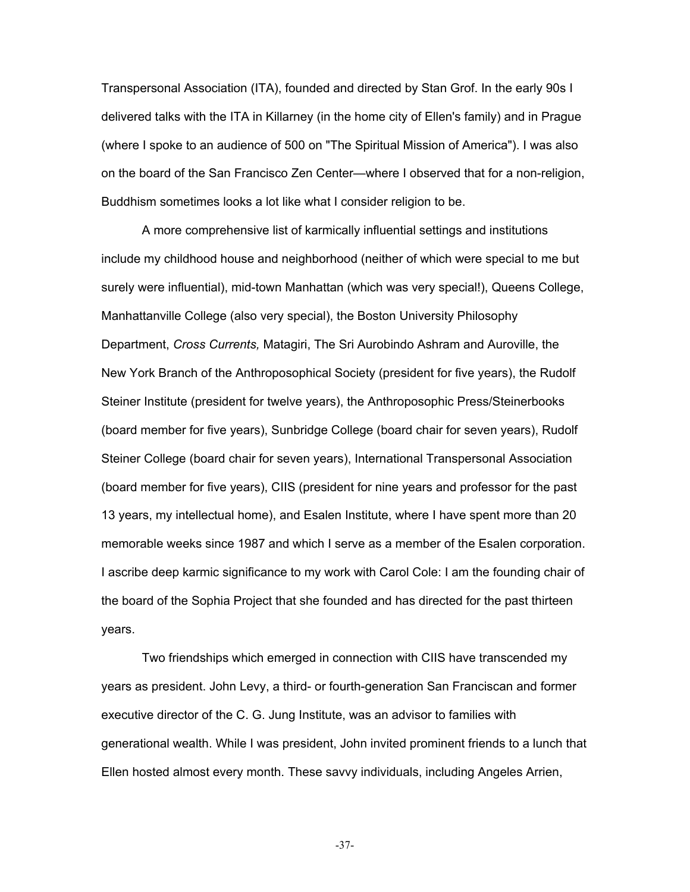Transpersonal Association (ITA), founded and directed by Stan Grof. In the early 90s I delivered talks with the ITA in Killarney (in the home city of Ellen's family) and in Prague (where I spoke to an audience of 500 on "The Spiritual Mission of America"). I was also on the board of the San Francisco Zen Center—where I observed that for a non-religion, Buddhism sometimes looks a lot like what I consider religion to be.

A more comprehensive list of karmically influential settings and institutions include my childhood house and neighborhood (neither of which were special to me but surely were influential), mid-town Manhattan (which was very special!), Queens College, Manhattanville College (also very special), the Boston University Philosophy Department, *Cross Currents,* Matagiri, The Sri Aurobindo Ashram and Auroville, the New York Branch of the Anthroposophical Society (president for five years), the Rudolf Steiner Institute (president for twelve years), the Anthroposophic Press/Steinerbooks (board member for five years), Sunbridge College (board chair for seven years), Rudolf Steiner College (board chair for seven years), International Transpersonal Association (board member for five years), CIIS (president for nine years and professor for the past 13 years, my intellectual home), and Esalen Institute, where I have spent more than 20 memorable weeks since 1987 and which I serve as a member of the Esalen corporation. I ascribe deep karmic significance to my work with Carol Cole: I am the founding chair of the board of the Sophia Project that she founded and has directed for the past thirteen years.

Two friendships which emerged in connection with CIIS have transcended my years as president. John Levy, a third- or fourth-generation San Franciscan and former executive director of the C. G. Jung Institute, was an advisor to families with generational wealth. While I was president, John invited prominent friends to a lunch that Ellen hosted almost every month. These savvy individuals, including Angeles Arrien,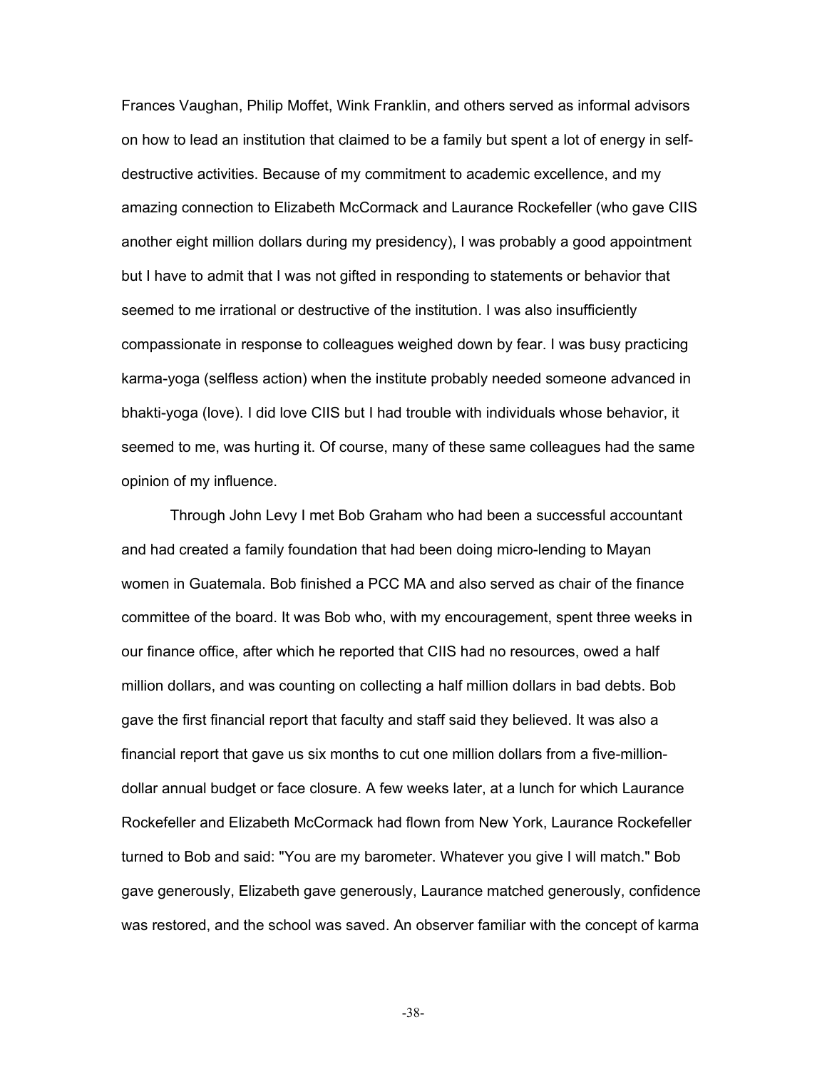Frances Vaughan, Philip Moffet, Wink Franklin, and others served as informal advisors on how to lead an institution that claimed to be a family but spent a lot of energy in self-destructive activities. Because of my commitment to academic excellence, and my amazing connection to Elizabeth McCormack and Laurance Rockefeller (who gave CIIS another eight million dollars during my presidency), I was probably a good appointment but I have to admit that I was not gifted in responding to statements or behavior that seemed to me irrational or destructive of the institution. I was also insufficiently compassionate in response to colleagues weighed down by fear. I was busy practicing karma-yoga (selfless action) when the institute probably needed someone advanced in bhakti-yoga (love). I did love CIIS but I had trouble with individuals whose behavior, it seemed to me, was hurting it. Of course, many of these same colleagues had the same opinion of my influence.

Through John Levy I met Bob Graham who had been a successful accountant and had created a family foundation that had been doing micro-lending to Mayan women in Guatemala. Bob finished a PCC MA and also served as chair of the finance committee of the board. It was Bob who, with my encouragement, spent three weeks in our finance office, after which he reported that CIIS had no resources, owed a half million dollars, and was counting on collecting a half million dollars in bad debts. Bob gave the first financial report that faculty and staff said they believed. It was also a financial report that gave us six months to cut one million dollars from a five-million-dollar annual budget or face closure. A few weeks later, at a lunch for which Laurance Rockefeller and Elizabeth McCormack had flown from New York, Laurance Rockefeller turned to Bob and said: "You are my barometer. Whatever you give I will match." Bob gave generously, Elizabeth gave generously, Laurance matched generously, confidence was restored, and the school was saved. An observer familiar with the concept of karma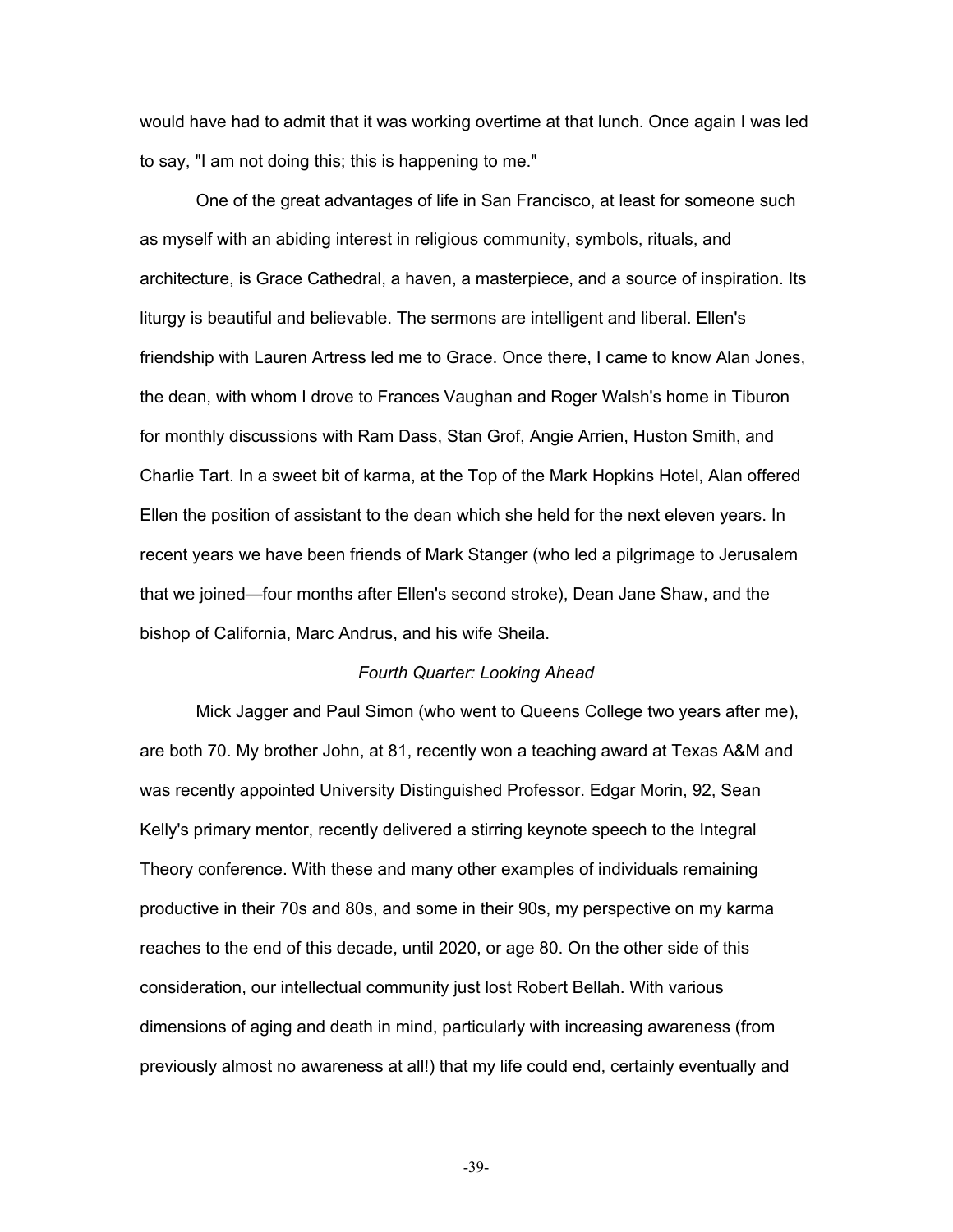would have had to admit that it was working overtime at that lunch. Once again I was led to say, "I am not doing this; this is happening to me."

One of the great advantages of life in San Francisco, at least for someone such as myself with an abiding interest in religious community, symbols, rituals, and architecture, is Grace Cathedral, a haven, a masterpiece, and a source of inspiration. Its liturgy is beautiful and believable. The sermons are intelligent and liberal. Ellen's friendship with Lauren Artress led me to Grace. Once there, I came to know Alan Jones, the dean, with whom I drove to Frances Vaughan and Roger Walsh's home in Tiburon for monthly discussions with Ram Dass, Stan Grof, Angie Arrien, Huston Smith, and Charlie Tart. In a sweet bit of karma, at the Top of the Mark Hopkins Hotel, Alan offered Ellen the position of assistant to the dean which she held for the next eleven years. In recent years we have been friends of Mark Stanger (who led a pilgrimage to Jerusalem that we joined—four months after Ellen's second stroke), Dean Jane Shaw, and the bishop of California, Marc Andrus, and his wife Sheila.

*Fourth Quarter: Looking Ahead*

Mick Jagger and Paul Simon (who went to Queens College two years after me), are both 70. My brother John, at 81, recently won a teaching award at Texas A&M and was recently appointed University Distinguished Professor. Edgar Morin, 92, Sean Kelly's primary mentor, recently delivered a stirring keynote speech to the Integral Theory conference. With these and many other examples of individuals remaining productive in their 70s and 80s, and some in their 90s, my perspective on my karma reaches to the end of this decade, until 2020, or age 80. On the other side of this consideration, our intellectual community just lost Robert Bellah. With various dimensions of aging and death in mind, particularly with increasing awareness (from previously almost no awareness at all!) that my life could end, certainly eventually and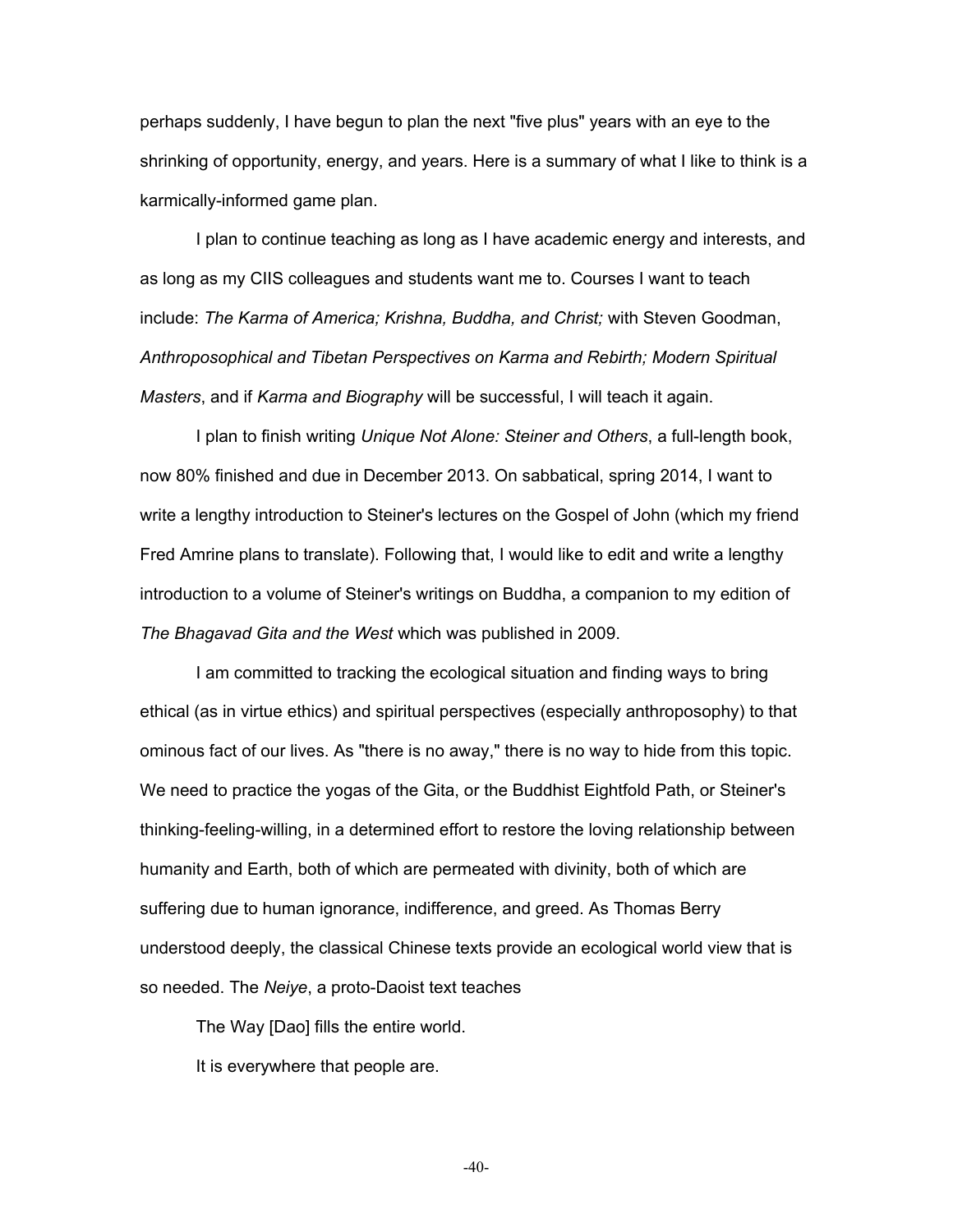perhaps suddenly, I have begun to plan the next "five plus" years with an eye to the shrinking of opportunity, energy, and years. Here is a summary of what I like to think is a karmically-informed game plan.

I plan to continue teaching as long as I have academic energy and interests, and as long as my CIIS colleagues and students want me to. Courses I want to teach include: *The Karma of America; Krishna, Buddha, and Christ;* with Steven Goodman, *Anthroposophical and Tibetan Perspectives on Karma and Rebirth; Modern Spiritual Masters*, and if *Karma and Biography* will be successful, I will teach it again.

I plan to finish writing *Unique Not Alone: Steiner and Others*, a full-length book, now 80% finished and due in December 2013. On sabbatical, spring 2014, I want to write a lengthy introduction to Steiner's lectures on the Gospel of John (which my friend Fred Amrine plans to translate). Following that, I would like to edit and write a lengthy introduction to a volume of Steiner's writings on Buddha, a companion to my edition of *The Bhagavad Gita and the West* which was published in 2009.

I am committed to tracking the ecological situation and finding ways to bring ethical (as in virtue ethics) and spiritual perspectives (especially anthroposophy) to that ominous fact of our lives. As "there is no away," there is no way to hide from this topic. We need to practice the yogas of the Gita, or the Buddhist Eightfold Path, or Steiner's thinking-feeling-willing, in a determined effort to restore the loving relationship between humanity and Earth, both of which are permeated with divinity, both of which are suffering due to human ignorance, indifference, and greed. As Thomas Berry understood deeply, the classical Chinese texts provide an ecological world view that is so needed. The *Neiye*, a proto-Daoist text teaches

> The Way [Dao] fills the entire world.
>
> It is everywhere that people are.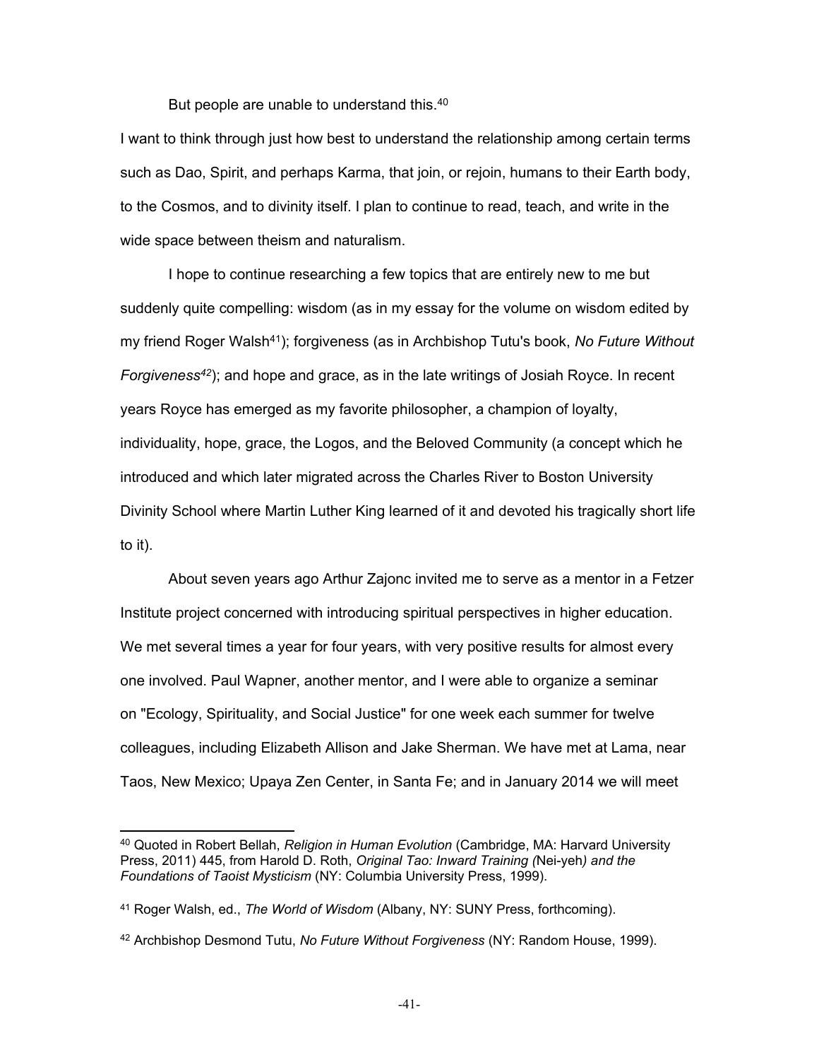But people are unable to understand this.[40]

I want to think through just how best to understand the relationship among certain terms such as Dao, Spirit, and perhaps Karma, that join, or rejoin, humans to their Earth body, to the Cosmos, and to divinity itself. I plan to continue to read, teach, and write in the wide space between theism and naturalism.

I hope to continue researching a few topics that are entirely new to me but suddenly quite compelling: wisdom (as in my essay for the volume on wisdom edited by my friend Roger Walsh[41]); forgiveness (as in Archbishop Tutu's book, *No Future Without Forgiveness*[42]); and hope and grace, as in the late writings of Josiah Royce. In recent years Royce has emerged as my favorite philosopher, a champion of loyalty, individuality, hope, grace, the Logos, and the Beloved Community (a concept which he introduced and which later migrated across the Charles River to Boston University Divinity School where Martin Luther King learned of it and devoted his tragically short life to it).

About seven years ago Arthur Zajonc invited me to serve as a mentor in a Fetzer Institute project concerned with introducing spiritual perspectives in higher education. We met several times a year for four years, with very positive results for almost every one involved. Paul Wapner, another mentor, and I were able to organize a seminar on "Ecology, Spirituality, and Social Justice" for one week each summer for twelve colleagues, including Elizabeth Allison and Jake Sherman. We have met at Lama, near Taos, New Mexico; Upaya Zen Center, in Santa Fe; and in January 2014 we will meet

---

[40] Quoted in Robert Bellah, *Religion in Human Evolution* (Cambridge, MA: Harvard University Press, 2011) 445, from Harold D. Roth, *Original Tao: Inward Training (*Nei-yeh*) and the Foundations of Taoist Mysticism* (NY: Columbia University Press, 1999).

[41] Roger Walsh, ed., *The World of Wisdom* (Albany, NY: SUNY Press, forthcoming).

[42] Archbishop Desmond Tutu, *No Future Without Forgiveness* (NY: Random House, 1999).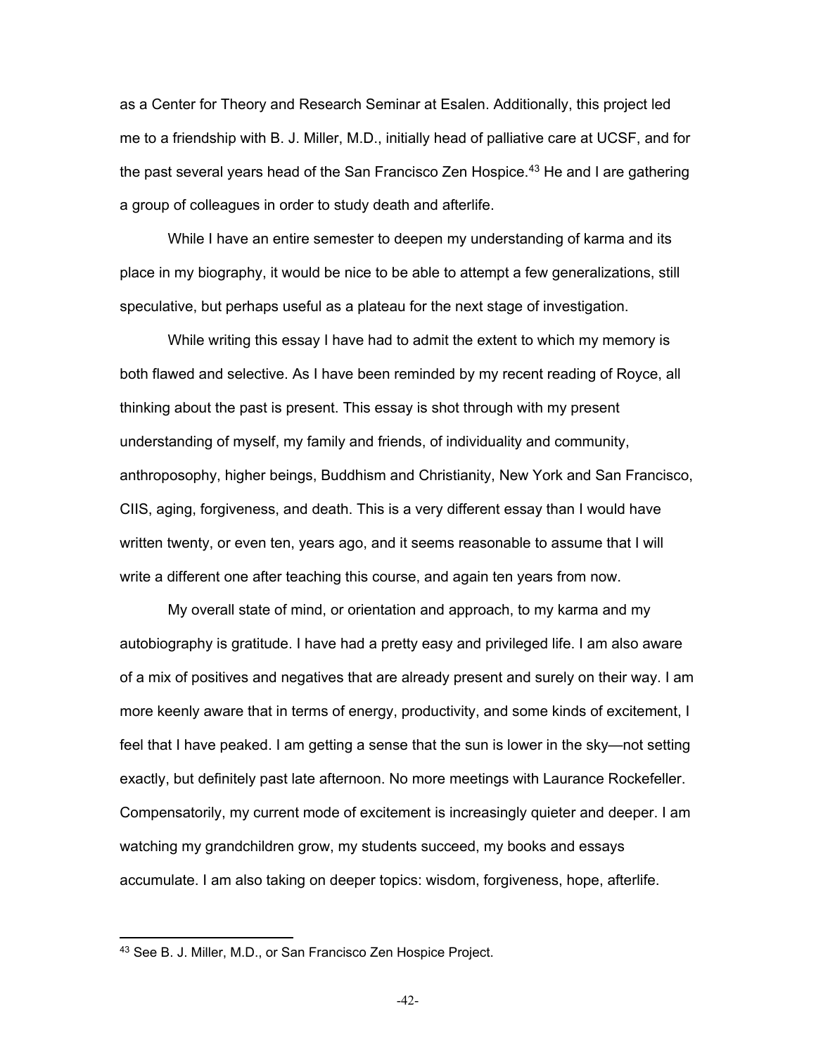as a Center for Theory and Research Seminar at Esalen. Additionally, this project led me to a friendship with B. J. Miller, M.D., initially head of palliative care at UCSF, and for the past several years head of the San Francisco Zen Hospice.[43] He and I are gathering a group of colleagues in order to study death and afterlife.

While I have an entire semester to deepen my understanding of karma and its place in my biography, it would be nice to be able to attempt a few generalizations, still speculative, but perhaps useful as a plateau for the next stage of investigation.

While writing this essay I have had to admit the extent to which my memory is both flawed and selective. As I have been reminded by my recent reading of Royce, all thinking about the past is present. This essay is shot through with my present understanding of myself, my family and friends, of individuality and community, anthroposophy, higher beings, Buddhism and Christianity, New York and San Francisco, CIIS, aging, forgiveness, and death. This is a very different essay than I would have written twenty, or even ten, years ago, and it seems reasonable to assume that I will write a different one after teaching this course, and again ten years from now.

My overall state of mind, or orientation and approach, to my karma and my autobiography is gratitude. I have had a pretty easy and privileged life. I am also aware of a mix of positives and negatives that are already present and surely on their way. I am more keenly aware that in terms of energy, productivity, and some kinds of excitement, I feel that I have peaked. I am getting a sense that the sun is lower in the sky—not setting exactly, but definitely past late afternoon. No more meetings with Laurance Rockefeller. Compensatorily, my current mode of excitement is increasingly quieter and deeper. I am watching my grandchildren grow, my students succeed, my books and essays accumulate. I am also taking on deeper topics: wisdom, forgiveness, hope, afterlife.

---

[43] See B. J. Miller, M.D., or San Francisco Zen Hospice Project.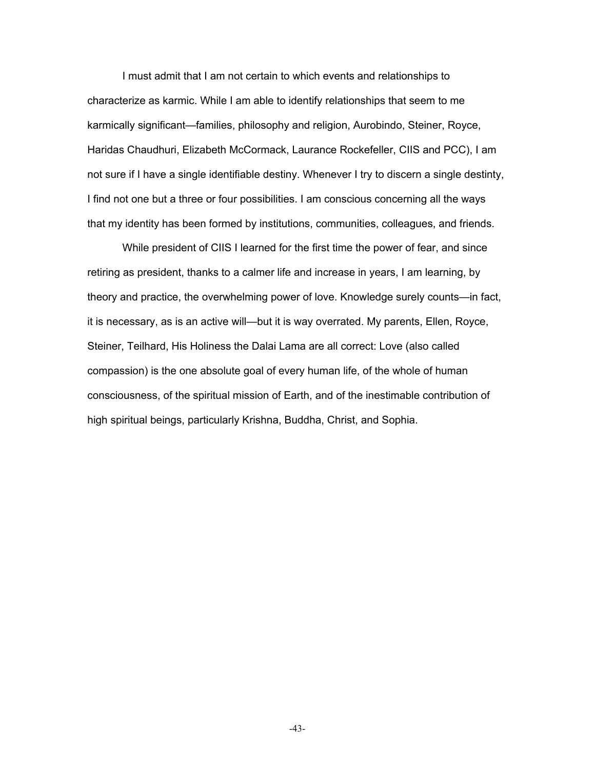I must admit that I am not certain to which events and relationships to characterize as karmic. While I am able to identify relationships that seem to me karmically significant—families, philosophy and religion, Aurobindo, Steiner, Royce, Haridas Chaudhuri, Elizabeth McCormack, Laurance Rockefeller, CIIS and PCC), I am not sure if I have a single identifiable destiny. Whenever I try to discern a single destinty, I find not one but a three or four possibilities. I am conscious concerning all the ways that my identity has been formed by institutions, communities, colleagues, and friends.

While president of CIIS I learned for the first time the power of fear, and since retiring as president, thanks to a calmer life and increase in years, I am learning, by theory and practice, the overwhelming power of love. Knowledge surely counts—in fact, it is necessary, as is an active will—but it is way overrated. My parents, Ellen, Royce, Steiner, Teilhard, His Holiness the Dalai Lama are all correct: Love (also called compassion) is the one absolute goal of every human life, of the whole of human consciousness, of the spiritual mission of Earth, and of the inestimable contribution of high spiritual beings, particularly Krishna, Buddha, Christ, and Sophia.